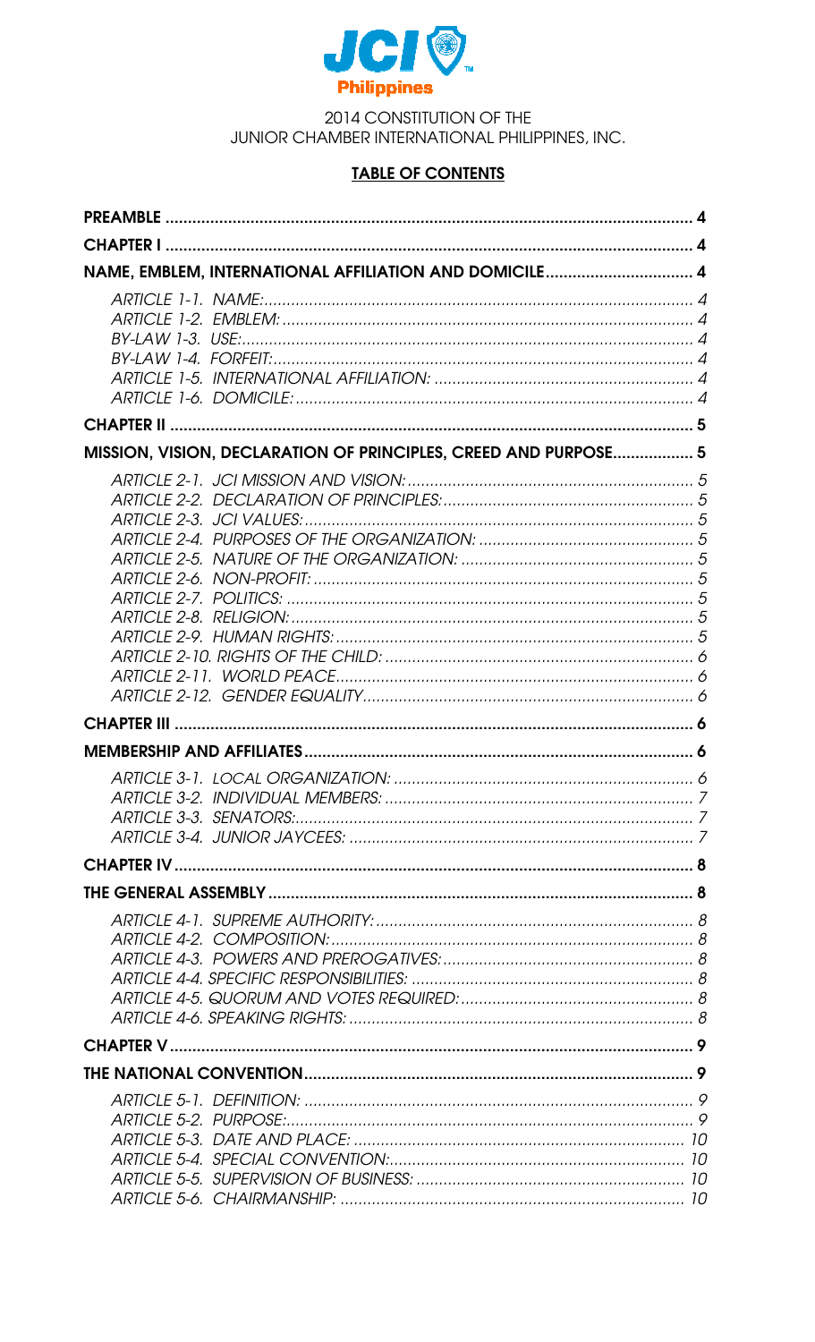JCI Philippines

2014 CONSTITUTION OF THE
JUNIOR CHAMBER INTERNATIONAL PHILIPPINES, INC.

## TABLE OF CONTENTS

| | |
|---|---|
| **PREAMBLE** | **4** |
| **CHAPTER I** | **4** |
| **NAME, EMBLEM, INTERNATIONAL AFFILIATION AND DOMICILE** | **4** |
| *ARTICLE 1-1. NAME:* | *4* |
| *ARTICLE 1-2. EMBLEM:* | *4* |
| *BY-LAW 1-3. USE:* | *4* |
| *BY-LAW 1-4. FORFEIT:* | *4* |
| *ARTICLE 1-5. INTERNATIONAL AFFILIATION:* | *4* |
| *ARTICLE 1-6. DOMICILE:* | *4* |
| **CHAPTER II** | **5** |
| **MISSION, VISION, DECLARATION OF PRINCIPLES, CREED AND PURPOSE** | **5** |
| *ARTICLE 2-1. JCI MISSION AND VISION:* | *5* |
| *ARTICLE 2-2. DECLARATION OF PRINCIPLES:* | *5* |
| *ARTICLE 2-3. JCI VALUES:* | *5* |
| *ARTICLE 2-4. PURPOSES OF THE ORGANIZATION:* | *5* |
| *ARTICLE 2-5. NATURE OF THE ORGANIZATION:* | *5* |
| *ARTICLE 2-6. NON-PROFIT:* | *5* |
| *ARTICLE 2-7. POLITICS:* | *5* |
| *ARTICLE 2-8. RELIGION:* | *5* |
| *ARTICLE 2-9. HUMAN RIGHTS:* | *5* |
| *ARTICLE 2-10. RIGHTS OF THE CHILD:* | *6* |
| *ARTICLE 2-11. WORLD PEACE* | *6* |
| *ARTICLE 2-12. GENDER EQUALITY* | *6* |
| **CHAPTER III** | **6** |
| **MEMBERSHIP AND AFFILIATES** | **6** |
| *ARTICLE 3-1. LOCAL ORGANIZATION:* | *6* |
| *ARTICLE 3-2. INDIVIDUAL MEMBERS:* | *7* |
| *ARTICLE 3-3. SENATORS:* | *7* |
| *ARTICLE 3-4. JUNIOR JAYCEES:* | *7* |
| **CHAPTER IV** | **8** |
| **THE GENERAL ASSEMBLY** | **8** |
| *ARTICLE 4-1. SUPREME AUTHORITY:* | *8* |
| *ARTICLE 4-2. COMPOSITION:* | *8* |
| *ARTICLE 4-3. POWERS AND PREROGATIVES:* | *8* |
| *ARTICLE 4-4. SPECIFIC RESPONSIBILITIES:* | *8* |
| *ARTICLE 4-5. QUORUM AND VOTES REQUIRED:* | *8* |
| *ARTICLE 4-6. SPEAKING RIGHTS:* | *8* |
| **CHAPTER V** | **9** |
| **THE NATIONAL CONVENTION** | **9** |
| *ARTICLE 5-1. DEFINITION:* | *9* |
| *ARTICLE 5-2. PURPOSE:* | *9* |
| *ARTICLE 5-3. DATE AND PLACE:* | *10* |
| *ARTICLE 5-4. SPECIAL CONVENTION:* | *10* |
| *ARTICLE 5-5. SUPERVISION OF BUSINESS:* | *10* |
| *ARTICLE 5-6. CHAIRMANSHIP:* | *10* |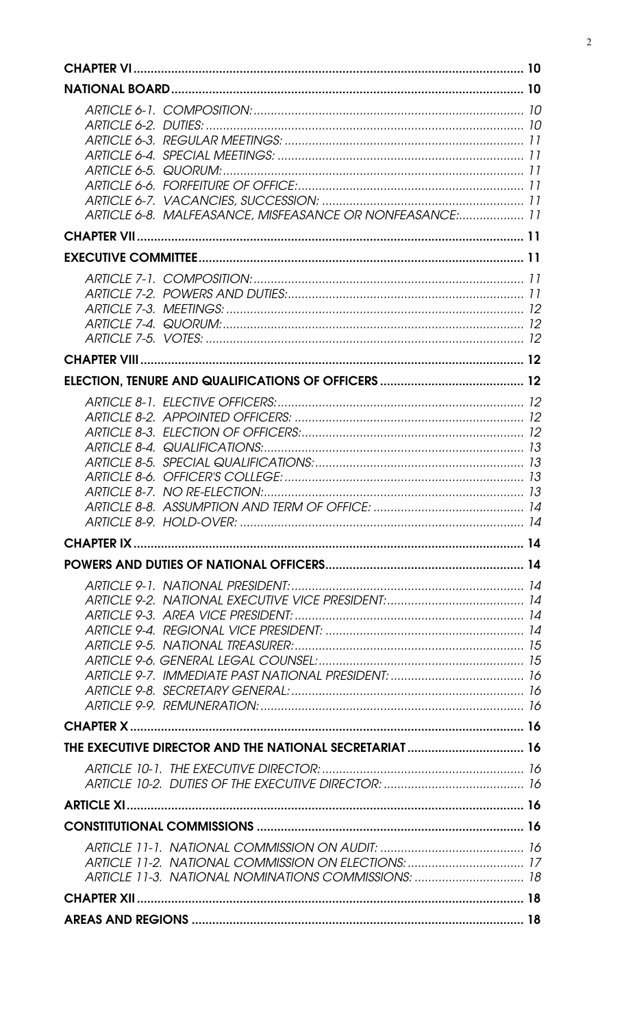| | |
|---|---|
| **CHAPTER VI** | **10** |
| **NATIONAL BOARD** | **10** |
| *ARTICLE 6-1. COMPOSITION:* | *10* |
| *ARTICLE 6-2. DUTIES:* | *10* |
| *ARTICLE 6-3. REGULAR MEETINGS:* | *11* |
| *ARTICLE 6-4. SPECIAL MEETINGS:* | *11* |
| *ARTICLE 6-5. QUORUM:* | *11* |
| *ARTICLE 6-6. FORFEITURE OF OFFICE:* | *11* |
| *ARTICLE 6-7. VACANCIES, SUCCESSION:* | *11* |
| *ARTICLE 6-8. MALFEASANCE, MISFEASANCE OR NONFEASANCE:* | *11* |
| **CHAPTER VII** | **11** |
| **EXECUTIVE COMMITTEE** | **11** |
| *ARTICLE 7-1. COMPOSITION:* | *11* |
| *ARTICLE 7-2. POWERS AND DUTIES:* | *11* |
| *ARTICLE 7-3. MEETINGS:* | *12* |
| *ARTICLE 7-4. QUORUM:* | *12* |
| *ARTICLE 7-5. VOTES:* | *12* |
| **CHAPTER VIII** | **12** |
| **ELECTION, TENURE AND QUALIFICATIONS OF OFFICERS** | **12** |
| *ARTICLE 8-1. ELECTIVE OFFICERS:* | *12* |
| *ARTICLE 8-2. APPOINTED OFFICERS:* | *12* |
| *ARTICLE 8-3. ELECTION OF OFFICERS:* | *12* |
| *ARTICLE 8-4. QUALIFICATIONS:* | *13* |
| *ARTICLE 8-5. SPECIAL QUALIFICATIONS:* | *13* |
| *ARTICLE 8-6. OFFICER'S COLLEGE:* | *13* |
| *ARTICLE 8-7. NO RE-ELECTION:* | *13* |
| *ARTICLE 8-8. ASSUMPTION AND TERM OF OFFICE:* | *14* |
| *ARTICLE 8-9. HOLD-OVER:* | *14* |
| **CHAPTER IX** | **14** |
| **POWERS AND DUTIES OF NATIONAL OFFICERS** | **14** |
| *ARTICLE 9-1. NATIONAL PRESIDENT:* | *14* |
| *ARTICLE 9-2. NATIONAL EXECUTIVE VICE PRESIDENT:* | *14* |
| *ARTICLE 9-3. AREA VICE PRESIDENT:* | *14* |
| *ARTICLE 9-4. REGIONAL VICE PRESIDENT:* | *14* |
| *ARTICLE 9-5. NATIONAL TREASURER:* | *15* |
| *ARTICLE 9-6. GENERAL LEGAL COUNSEL:* | *15* |
| *ARTICLE 9-7. IMMEDIATE PAST NATIONAL PRESIDENT:* | *16* |
| *ARTICLE 9-8. SECRETARY GENERAL:* | *16* |
| *ARTICLE 9-9. REMUNERATION:* | *16* |
| **CHAPTER X** | **16** |
| **THE EXECUTIVE DIRECTOR AND THE NATIONAL SECRETARIAT** | **16** |
| *ARTICLE 10-1. THE EXECUTIVE DIRECTOR:* | *16* |
| *ARTICLE 10-2. DUTIES OF THE EXECUTIVE DIRECTOR:* | *16* |
| **ARTICLE XI** | **16** |
| **CONSTITUTIONAL COMMISSIONS** | **16** |
| *ARTICLE 11-1. NATIONAL COMMISSION ON AUDIT:* | *16* |
| *ARTICLE 11-2. NATIONAL COMMISSION ON ELECTIONS:* | *17* |
| *ARTICLE 11-3. NATIONAL NOMINATIONS COMMISSIONS:* | *18* |
| **CHAPTER XII** | **18** |
| **AREAS AND REGIONS** | **18** |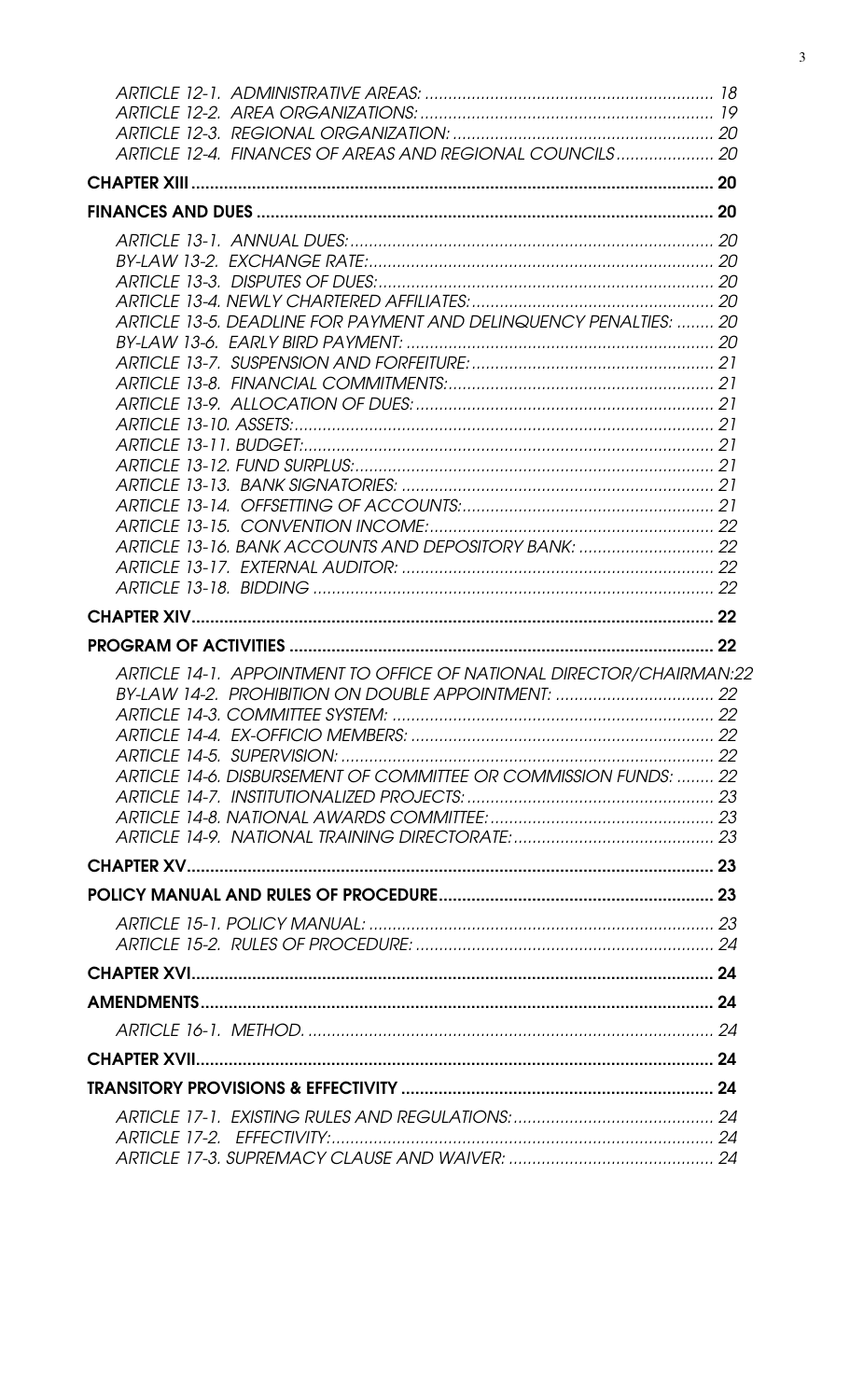*ARTICLE 12-1. ADMINISTRATIVE AREAS: ............................................................... 18*
*ARTICLE 12-2. AREA ORGANIZATIONS: ............................................................... 19*
*ARTICLE 12-3. REGIONAL ORGANIZATION: ........................................................ 20*
*ARTICLE 12-4. FINANCES OF AREAS AND REGIONAL COUNCILS ..................... 20*

**CHAPTER XIII ........................................................................................................ 20**

**FINANCES AND DUES .......................................................................................... 20**

*ARTICLE 13-1. ANNUAL DUES: ............................................................................. 20*
*BY-LAW 13-2. EXCHANGE RATE: ......................................................................... 20*
*ARTICLE 13-3. DISPUTES OF DUES: ..................................................................... 20*
*ARTICLE 13-4. NEWLY CHARTERED AFFILIATES: .................................................. 20*
*ARTICLE 13-5. DEADLINE FOR PAYMENT AND DELINQUENCY PENALTIES: ........ 20*
*BY-LAW 13-6. EARLY BIRD PAYMENT: ................................................................. 20*
*ARTICLE 13-7. SUSPENSION AND FORFEITURE: .................................................. 21*
*ARTICLE 13-8. FINANCIAL COMMITMENTS: ......................................................... 21*
*ARTICLE 13-9. ALLOCATION OF DUES: ................................................................ 21*
*ARTICLE 13-10. ASSETS: ........................................................................................ 21*
*ARTICLE 13-11. BUDGET: ....................................................................................... 21*
*ARTICLE 13-12. FUND SURPLUS: ............................................................................ 21*
*ARTICLE 13-13. BANK SIGNATORIES: .................................................................. 21*
*ARTICLE 13-14. OFFSETTING OF ACCOUNTS: ...................................................... 21*
*ARTICLE 13-15. CONVENTION INCOME: ............................................................. 22*
*ARTICLE 13-16. BANK ACCOUNTS AND DEPOSITORY BANK: ............................ 22*
*ARTICLE 13-17. EXTERNAL AUDITOR: ................................................................... 22*
*ARTICLE 13-18. BIDDING ....................................................................................... 22*

**CHAPTER XIV ......................................................................................................... 22**

**PROGRAM OF ACTIVITIES ..................................................................................... 22**

*ARTICLE 14-1. APPOINTMENT TO OFFICE OF NATIONAL DIRECTOR/CHAIRMAN: 22*
*BY-LAW 14-2. PROHIBITION ON DOUBLE APPOINTMENT: .................................. 22*
*ARTICLE 14-3. COMMITTEE SYSTEM: .................................................................... 22*
*ARTICLE 14-4. EX-OFFICIO MEMBERS: ................................................................. 22*
*ARTICLE 14-5. SUPERVISION: ............................................................................... 22*
*ARTICLE 14-6. DISBURSEMENT OF COMMITTEE OR COMMISSION FUNDS: ........ 22*
*ARTICLE 14-7. INSTITUTIONALIZED PROJECTS: .................................................... 23*
*ARTICLE 14-8. NATIONAL AWARDS COMMITTEE: ................................................ 23*
*ARTICLE 14-9. NATIONAL TRAINING DIRECTORATE: ........................................... 23*

**CHAPTER XV ........................................................................................................... 23**

**POLICY MANUAL AND RULES OF PROCEDURE ..................................................... 23**

*ARTICLE 15-1. POLICY MANUAL: .......................................................................... 23*
*ARTICLE 15-2. RULES OF PROCEDURE: ................................................................ 24*

**CHAPTER XVI .......................................................................................................... 24**

**AMENDMENTS ........................................................................................................ 24**

*ARTICLE 16-1. METHOD. ....................................................................................... 24*

**CHAPTER XVII ......................................................................................................... 24**

**TRANSITORY PROVISIONS & EFFECTIVITY ............................................................ 24**

*ARTICLE 17-1. EXISTING RULES AND REGULATIONS: ........................................... 24*
*ARTICLE 17-2. EFFECTIVITY: ................................................................................. 24*
*ARTICLE 17-3. SUPREMACY CLAUSE AND WAIVER: ............................................ 24*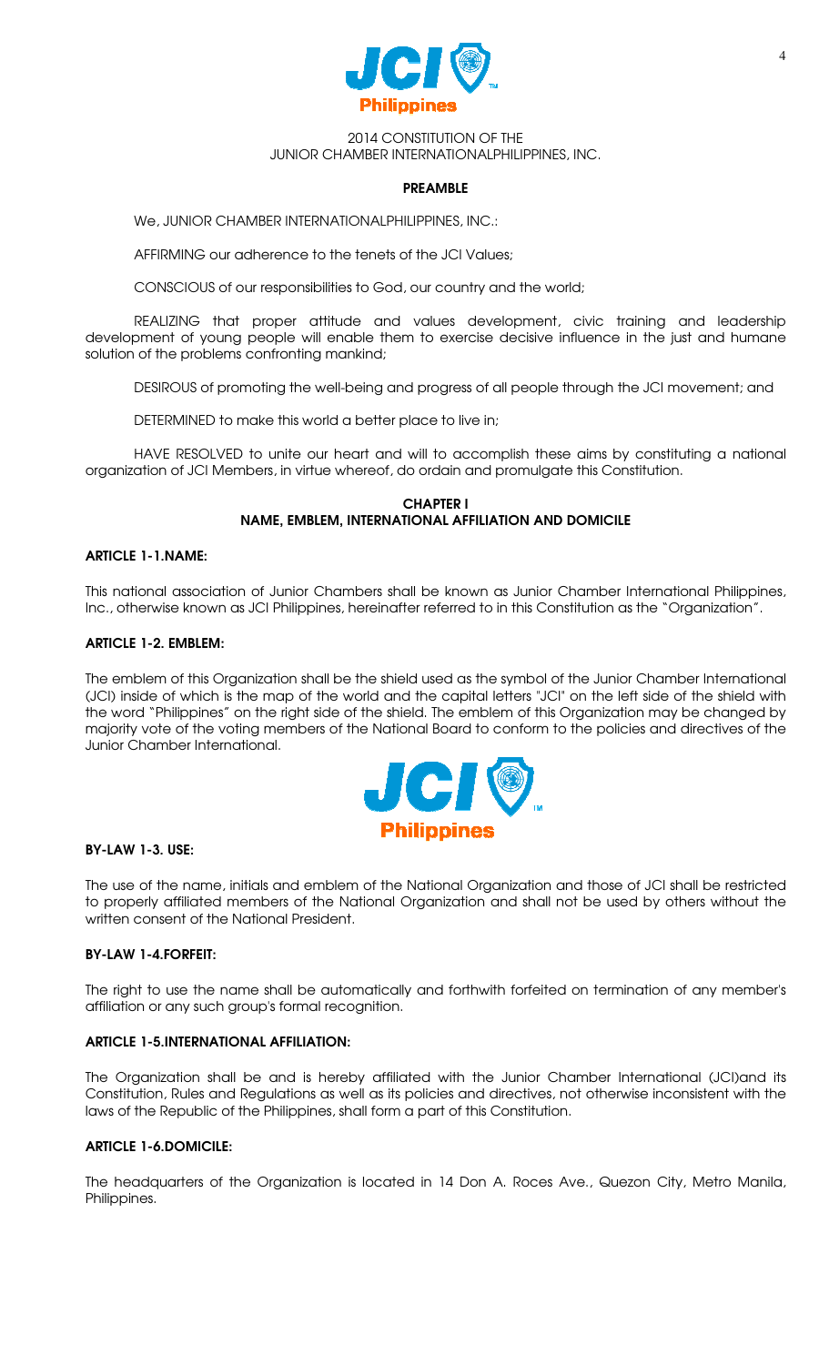2014 CONSTITUTION OF THE
JUNIOR CHAMBER INTERNATIONALPHILIPPINES, INC.

**PREAMBLE**

We, JUNIOR CHAMBER INTERNATIONALPHILIPPINES, INC.:

AFFIRMING our adherence to the tenets of the JCI Values;

CONSCIOUS of our responsibilities to God, our country and the world;

REALIZING that proper attitude and values development, civic training and leadership development of young people will enable them to exercise decisive influence in the just and humane solution of the problems confronting mankind;

DESIROUS of promoting the well-being and progress of all people through the JCI movement; and

DETERMINED to make this world a better place to live in;

HAVE RESOLVED to unite our heart and will to accomplish these aims by constituting a national organization of JCI Members, in virtue whereof, do ordain and promulgate this Constitution.

**CHAPTER I**
**NAME, EMBLEM, INTERNATIONAL AFFILIATION AND DOMICILE**

**ARTICLE 1-1.NAME:**

This national association of Junior Chambers shall be known as Junior Chamber International Philippines, Inc., otherwise known as JCI Philippines, hereinafter referred to in this Constitution as the "Organization".

**ARTICLE 1-2. EMBLEM:**

The emblem of this Organization shall be the shield used as the symbol of the Junior Chamber International (JCI) inside of which is the map of the world and the capital letters "JCI" on the left side of the shield with the word "Philippines" on the right side of the shield. The emblem of this Organization may be changed by majority vote of the voting members of the National Board to conform to the policies and directives of the Junior Chamber International.

**BY-LAW 1-3. USE:**

The use of the name, initials and emblem of the National Organization and those of JCI shall be restricted to properly affiliated members of the National Organization and shall not be used by others without the written consent of the National President.

**BY-LAW 1-4.FORFEIT:**

The right to use the name shall be automatically and forthwith forfeited on termination of any member's affiliation or any such group's formal recognition.

**ARTICLE 1-5.INTERNATIONAL AFFILIATION:**

The Organization shall be and is hereby affiliated with the Junior Chamber International (JCI)and its Constitution, Rules and Regulations as well as its policies and directives, not otherwise inconsistent with the laws of the Republic of the Philippines, shall form a part of this Constitution.

**ARTICLE 1-6.DOMICILE:**

The headquarters of the Organization is located in 14 Don A. Roces Ave., Quezon City, Metro Manila, Philippines.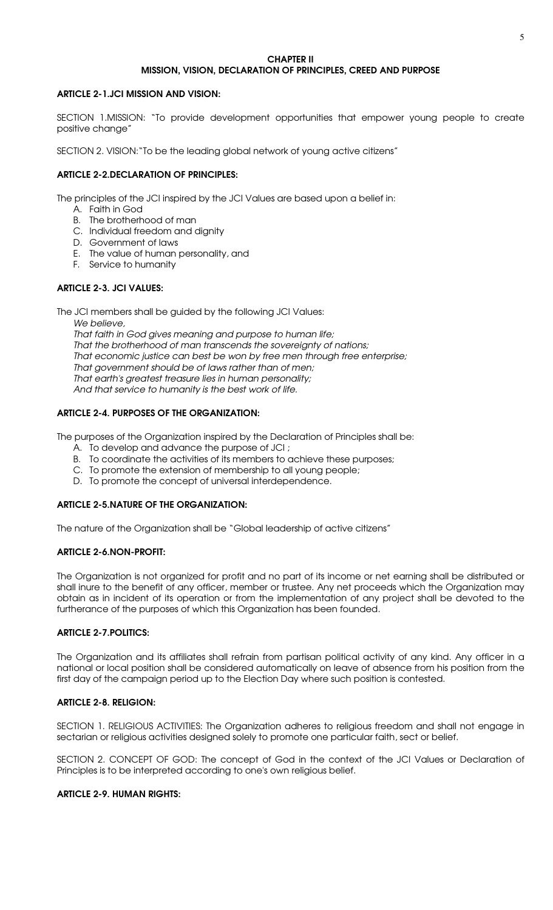## CHAPTER II
## MISSION, VISION, DECLARATION OF PRINCIPLES, CREED AND PURPOSE

### ARTICLE 2-1.JCI MISSION AND VISION:

SECTION 1.MISSION: "To provide development opportunities that empower young people to create positive change"

SECTION 2. VISION:"To be the leading global network of young active citizens"

### ARTICLE 2-2.DECLARATION OF PRINCIPLES:

The principles of the JCI inspired by the JCI Values are based upon a belief in:

A. Faith in God
B. The brotherhood of man
C. Individual freedom and dignity
D. Government of laws
E. The value of human personality, and
F. Service to humanity

### ARTICLE 2-3. JCI VALUES:

The JCI members shall be guided by the following JCI Values:

*We believe,*
*That faith in God gives meaning and purpose to human life;*
*That the brotherhood of man transcends the sovereignty of nations;*
*That economic justice can best be won by free men through free enterprise;*
*That government should be of laws rather than of men;*
*That earth's greatest treasure lies in human personality;*
*And that service to humanity is the best work of life.*

### ARTICLE 2-4. PURPOSES OF THE ORGANIZATION:

The purposes of the Organization inspired by the Declaration of Principles shall be:

A. To develop and advance the purpose of JCI ;
B. To coordinate the activities of its members to achieve these purposes;
C. To promote the extension of membership to all young people;
D. To promote the concept of universal interdependence.

### ARTICLE 2-5.NATURE OF THE ORGANIZATION:

The nature of the Organization shall be "Global leadership of active citizens"

### ARTICLE 2-6.NON-PROFIT:

The Organization is not organized for profit and no part of its income or net earning shall be distributed or shall inure to the benefit of any officer, member or trustee. Any net proceeds which the Organization may obtain as in incident of its operation or from the implementation of any project shall be devoted to the furtherance of the purposes of which this Organization has been founded.

### ARTICLE 2-7.POLITICS:

The Organization and its affiliates shall refrain from partisan political activity of any kind. Any officer in a national or local position shall be considered automatically on leave of absence from his position from the first day of the campaign period up to the Election Day where such position is contested.

### ARTICLE 2-8. RELIGION:

SECTION 1. RELIGIOUS ACTIVITIES: The Organization adheres to religious freedom and shall not engage in sectarian or religious activities designed solely to promote one particular faith, sect or belief.

SECTION 2. CONCEPT OF GOD: The concept of God in the context of the JCI Values or Declaration of Principles is to be interpreted according to one's own religious belief.

### ARTICLE 2-9. HUMAN RIGHTS: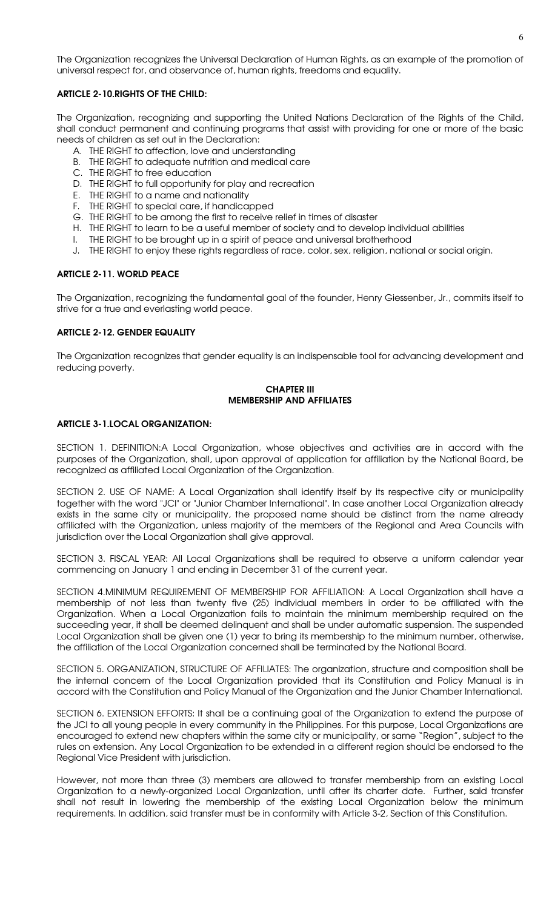The Organization recognizes the Universal Declaration of Human Rights, as an example of the promotion of universal respect for, and observance of, human rights, freedoms and equality.

**ARTICLE 2-10.RIGHTS OF THE CHILD:**

The Organization, recognizing and supporting the United Nations Declaration of the Rights of the Child, shall conduct permanent and continuing programs that assist with providing for one or more of the basic needs of children as set out in the Declaration:

A. THE RIGHT to affection, love and understanding
B. THE RIGHT to adequate nutrition and medical care
C. THE RIGHT to free education
D. THE RIGHT to full opportunity for play and recreation
E. THE RIGHT to a name and nationality
F. THE RIGHT to special care, if handicapped
G. THE RIGHT to be among the first to receive relief in times of disaster
H. THE RIGHT to learn to be a useful member of society and to develop individual abilities
I. THE RIGHT to be brought up in a spirit of peace and universal brotherhood
J. THE RIGHT to enjoy these rights regardless of race, color, sex, religion, national or social origin.

**ARTICLE 2-11. WORLD PEACE**

The Organization, recognizing the fundamental goal of the founder, Henry Giessenber, Jr., commits itself to strive for a true and everlasting world peace.

**ARTICLE 2-12. GENDER EQUALITY**

The Organization recognizes that gender equality is an indispensable tool for advancing development and reducing poverty.

## CHAPTER III
## MEMBERSHIP AND AFFILIATES

**ARTICLE 3-1.LOCAL ORGANIZATION:**

SECTION 1. DEFINITION:A Local Organization, whose objectives and activities are in accord with the purposes of the Organization, shall, upon approval of application for affiliation by the National Board, be recognized as affiliated Local Organization of the Organization.

SECTION 2. USE OF NAME: A Local Organization shall identify itself by its respective city or municipality together with the word "JCI" or "Junior Chamber International". In case another Local Organization already exists in the same city or municipality, the proposed name should be distinct from the name already affiliated with the Organization, unless majority of the members of the Regional and Area Councils with jurisdiction over the Local Organization shall give approval.

SECTION 3. FISCAL YEAR: All Local Organizations shall be required to observe a uniform calendar year commencing on January 1 and ending in December 31 of the current year.

SECTION 4.MINIMUM REQUIREMENT OF MEMBERSHIP FOR AFFILIATION: A Local Organization shall have a membership of not less than twenty five (25) individual members in order to be affiliated with the Organization. When a Local Organization fails to maintain the minimum membership required on the succeeding year, it shall be deemed delinquent and shall be under automatic suspension. The suspended Local Organization shall be given one (1) year to bring its membership to the minimum number, otherwise, the affiliation of the Local Organization concerned shall be terminated by the National Board.

SECTION 5. ORGANIZATION, STRUCTURE OF AFFILIATES: The organization, structure and composition shall be the internal concern of the Local Organization provided that its Constitution and Policy Manual is in accord with the Constitution and Policy Manual of the Organization and the Junior Chamber International.

SECTION 6. EXTENSION EFFORTS: It shall be a continuing goal of the Organization to extend the purpose of the JCI to all young people in every community in the Philippines. For this purpose, Local Organizations are encouraged to extend new chapters within the same city or municipality, or same "Region", subject to the rules on extension. Any Local Organization to be extended in a different region should be endorsed to the Regional Vice President with jurisdiction.

However, not more than three (3) members are allowed to transfer membership from an existing Local Organization to a newly-organized Local Organization, until after its charter date. Further, said transfer shall not result in lowering the membership of the existing Local Organization below the minimum requirements. In addition, said transfer must be in conformity with Article 3-2, Section of this Constitution.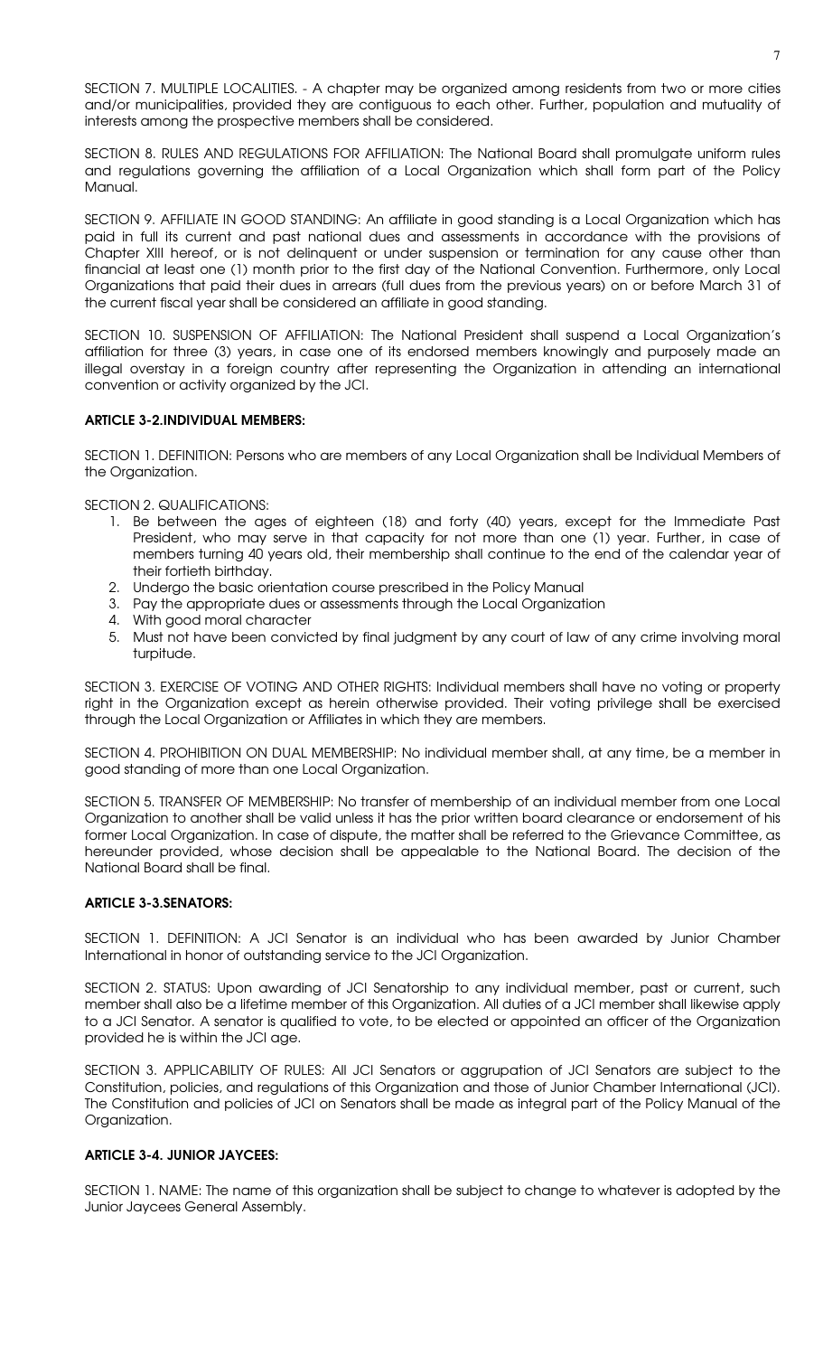SECTION 7. MULTIPLE LOCALITIES. - A chapter may be organized among residents from two or more cities and/or municipalities, provided they are contiguous to each other. Further, population and mutuality of interests among the prospective members shall be considered.

SECTION 8. RULES AND REGULATIONS FOR AFFILIATION: The National Board shall promulgate uniform rules and regulations governing the affiliation of a Local Organization which shall form part of the Policy Manual.

SECTION 9. AFFILIATE IN GOOD STANDING: An affiliate in good standing is a Local Organization which has paid in full its current and past national dues and assessments in accordance with the provisions of Chapter XIII hereof, or is not delinquent or under suspension or termination for any cause other than financial at least one (1) month prior to the first day of the National Convention. Furthermore, only Local Organizations that paid their dues in arrears (full dues from the previous years) on or before March 31 of the current fiscal year shall be considered an affiliate in good standing.

SECTION 10. SUSPENSION OF AFFILIATION: The National President shall suspend a Local Organization's affiliation for three (3) years, in case one of its endorsed members knowingly and purposely made an illegal overstay in a foreign country after representing the Organization in attending an international convention or activity organized by the JCI.

**ARTICLE 3-2.INDIVIDUAL MEMBERS:**

SECTION 1. DEFINITION: Persons who are members of any Local Organization shall be Individual Members of the Organization.

SECTION 2. QUALIFICATIONS:

1. Be between the ages of eighteen (18) and forty (40) years, except for the Immediate Past President, who may serve in that capacity for not more than one (1) year. Further, in case of members turning 40 years old, their membership shall continue to the end of the calendar year of their fortieth birthday.
2. Undergo the basic orientation course prescribed in the Policy Manual
3. Pay the appropriate dues or assessments through the Local Organization
4. With good moral character
5. Must not have been convicted by final judgment by any court of law of any crime involving moral turpitude.

SECTION 3. EXERCISE OF VOTING AND OTHER RIGHTS: Individual members shall have no voting or property right in the Organization except as herein otherwise provided. Their voting privilege shall be exercised through the Local Organization or Affiliates in which they are members.

SECTION 4. PROHIBITION ON DUAL MEMBERSHIP: No individual member shall, at any time, be a member in good standing of more than one Local Organization.

SECTION 5. TRANSFER OF MEMBERSHIP: No transfer of membership of an individual member from one Local Organization to another shall be valid unless it has the prior written board clearance or endorsement of his former Local Organization. In case of dispute, the matter shall be referred to the Grievance Committee, as hereunder provided, whose decision shall be appealable to the National Board. The decision of the National Board shall be final.

**ARTICLE 3-3.SENATORS:**

SECTION 1. DEFINITION: A JCI Senator is an individual who has been awarded by Junior Chamber International in honor of outstanding service to the JCI Organization.

SECTION 2. STATUS: Upon awarding of JCI Senatorship to any individual member, past or current, such member shall also be a lifetime member of this Organization. All duties of a JCI member shall likewise apply to a JCI Senator. A senator is qualified to vote, to be elected or appointed an officer of the Organization provided he is within the JCI age.

SECTION 3. APPLICABILITY OF RULES: All JCI Senators or aggrupation of JCI Senators are subject to the Constitution, policies, and regulations of this Organization and those of Junior Chamber International (JCI). The Constitution and policies of JCI on Senators shall be made as integral part of the Policy Manual of the Organization.

**ARTICLE 3-4. JUNIOR JAYCEES:**

SECTION 1. NAME: The name of this organization shall be subject to change to whatever is adopted by the Junior Jaycees General Assembly.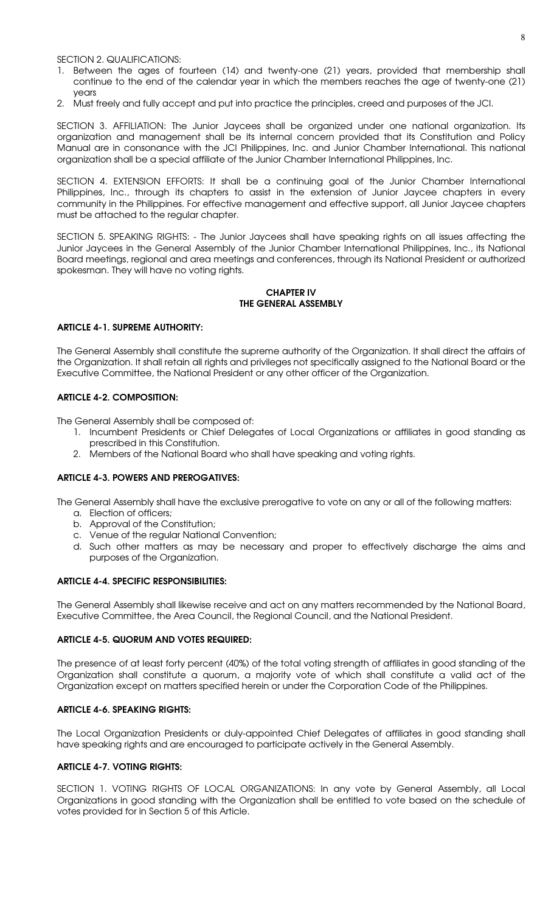SECTION 2. QUALIFICATIONS:

1. Between the ages of fourteen (14) and twenty-one (21) years, provided that membership shall continue to the end of the calendar year in which the members reaches the age of twenty-one (21) years
2. Must freely and fully accept and put into practice the principles, creed and purposes of the JCI.

SECTION 3. AFFILIATION: The Junior Jaycees shall be organized under one national organization. Its organization and management shall be its internal concern provided that its Constitution and Policy Manual are in consonance with the JCI Philippines, Inc. and Junior Chamber International. This national organization shall be a special affiliate of the Junior Chamber International Philippines, Inc.

SECTION 4. EXTENSION EFFORTS: It shall be a continuing goal of the Junior Chamber International Philippines, Inc., through its chapters to assist in the extension of Junior Jaycee chapters in every community in the Philippines. For effective management and effective support, all Junior Jaycee chapters must be attached to the regular chapter.

SECTION 5. SPEAKING RIGHTS: - The Junior Jaycees shall have speaking rights on all issues affecting the Junior Jaycees in the General Assembly of the Junior Chamber International Philippines, Inc., its National Board meetings, regional and area meetings and conferences, through its National President or authorized spokesman. They will have no voting rights.

## CHAPTER IV
## THE GENERAL ASSEMBLY

### ARTICLE 4-1. SUPREME AUTHORITY:

The General Assembly shall constitute the supreme authority of the Organization. It shall direct the affairs of the Organization. It shall retain all rights and privileges not specifically assigned to the National Board or the Executive Committee, the National President or any other officer of the Organization.

### ARTICLE 4-2. COMPOSITION:

The General Assembly shall be composed of:

1. Incumbent Presidents or Chief Delegates of Local Organizations or affiliates in good standing as prescribed in this Constitution.
2. Members of the National Board who shall have speaking and voting rights.

### ARTICLE 4-3. POWERS AND PREROGATIVES:

The General Assembly shall have the exclusive prerogative to vote on any or all of the following matters:

a. Election of officers;
b. Approval of the Constitution;
c. Venue of the regular National Convention;
d. Such other matters as may be necessary and proper to effectively discharge the aims and purposes of the Organization.

### ARTICLE 4-4. SPECIFIC RESPONSIBILITIES:

The General Assembly shall likewise receive and act on any matters recommended by the National Board, Executive Committee, the Area Council, the Regional Council, and the National President.

### ARTICLE 4-5. QUORUM AND VOTES REQUIRED:

The presence of at least forty percent (40%) of the total voting strength of affiliates in good standing of the Organization shall constitute a quorum, a majority vote of which shall constitute a valid act of the Organization except on matters specified herein or under the Corporation Code of the Philippines.

### ARTICLE 4-6. SPEAKING RIGHTS:

The Local Organization Presidents or duly-appointed Chief Delegates of affiliates in good standing shall have speaking rights and are encouraged to participate actively in the General Assembly.

### ARTICLE 4-7. VOTING RIGHTS:

SECTION 1. VOTING RIGHTS OF LOCAL ORGANIZATIONS: In any vote by General Assembly, all Local Organizations in good standing with the Organization shall be entitled to vote based on the schedule of votes provided for in Section 5 of this Article.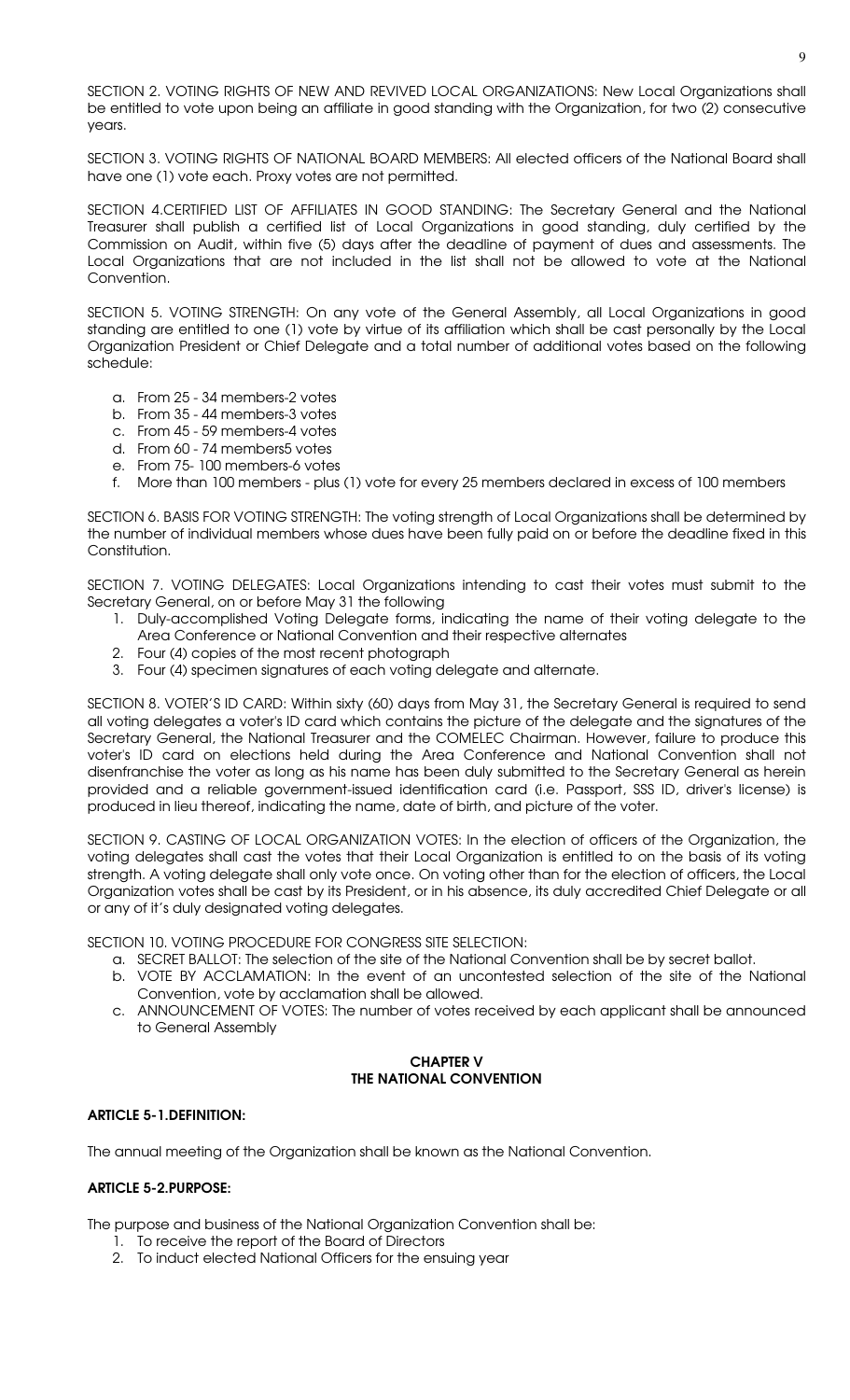SECTION 2. VOTING RIGHTS OF NEW AND REVIVED LOCAL ORGANIZATIONS: New Local Organizations shall be entitled to vote upon being an affiliate in good standing with the Organization, for two (2) consecutive years.

SECTION 3. VOTING RIGHTS OF NATIONAL BOARD MEMBERS: All elected officers of the National Board shall have one (1) vote each. Proxy votes are not permitted.

SECTION 4.CERTIFIED LIST OF AFFILIATES IN GOOD STANDING: The Secretary General and the National Treasurer shall publish a certified list of Local Organizations in good standing, duly certified by the Commission on Audit, within five (5) days after the deadline of payment of dues and assessments. The Local Organizations that are not included in the list shall not be allowed to vote at the National Convention.

SECTION 5. VOTING STRENGTH: On any vote of the General Assembly, all Local Organizations in good standing are entitled to one (1) vote by virtue of its affiliation which shall be cast personally by the Local Organization President or Chief Delegate and a total number of additional votes based on the following schedule:

a. From 25 - 34 members-2 votes
b. From 35 - 44 members-3 votes
c. From 45 - 59 members-4 votes
d. From 60 - 74 members5 votes
e. From 75- 100 members-6 votes
f. More than 100 members - plus (1) vote for every 25 members declared in excess of 100 members

SECTION 6. BASIS FOR VOTING STRENGTH: The voting strength of Local Organizations shall be determined by the number of individual members whose dues have been fully paid on or before the deadline fixed in this Constitution.

SECTION 7. VOTING DELEGATES: Local Organizations intending to cast their votes must submit to the Secretary General, on or before May 31 the following

1. Duly-accomplished Voting Delegate forms, indicating the name of their voting delegate to the Area Conference or National Convention and their respective alternates
2. Four (4) copies of the most recent photograph
3. Four (4) specimen signatures of each voting delegate and alternate.

SECTION 8. VOTER'S ID CARD: Within sixty (60) days from May 31, the Secretary General is required to send all voting delegates a voter's ID card which contains the picture of the delegate and the signatures of the Secretary General, the National Treasurer and the COMELEC Chairman. However, failure to produce this voter's ID card on elections held during the Area Conference and National Convention shall not disenfranchise the voter as long as his name has been duly submitted to the Secretary General as herein provided and a reliable government-issued identification card (i.e. Passport, SSS ID, driver's license) is produced in lieu thereof, indicating the name, date of birth, and picture of the voter.

SECTION 9. CASTING OF LOCAL ORGANIZATION VOTES: In the election of officers of the Organization, the voting delegates shall cast the votes that their Local Organization is entitled to on the basis of its voting strength. A voting delegate shall only vote once. On voting other than for the election of officers, the Local Organization votes shall be cast by its President, or in his absence, its duly accredited Chief Delegate or all or any of it's duly designated voting delegates.

SECTION 10. VOTING PROCEDURE FOR CONGRESS SITE SELECTION:

a. SECRET BALLOT: The selection of the site of the National Convention shall be by secret ballot.
b. VOTE BY ACCLAMATION: In the event of an uncontested selection of the site of the National Convention, vote by acclamation shall be allowed.
c. ANNOUNCEMENT OF VOTES: The number of votes received by each applicant shall be announced to General Assembly

## CHAPTER V
## THE NATIONAL CONVENTION

### ARTICLE 5-1.DEFINITION:

The annual meeting of the Organization shall be known as the National Convention.

### ARTICLE 5-2.PURPOSE:

The purpose and business of the National Organization Convention shall be:

1. To receive the report of the Board of Directors
2. To induct elected National Officers for the ensuing year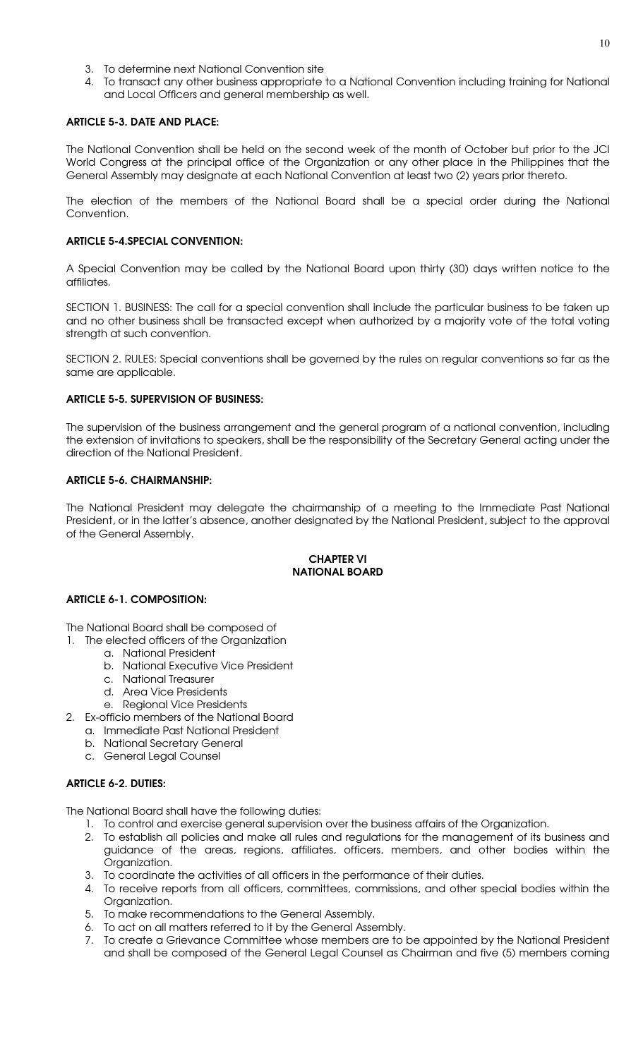3. To determine next National Convention site
4. To transact any other business appropriate to a National Convention including training for National and Local Officers and general membership as well.

**ARTICLE 5-3. DATE AND PLACE:**

The National Convention shall be held on the second week of the month of October but prior to the JCI World Congress at the principal office of the Organization or any other place in the Philippines that the General Assembly may designate at each National Convention at least two (2) years prior thereto.

The election of the members of the National Board shall be a special order during the National Convention.

**ARTICLE 5-4.SPECIAL CONVENTION:**

A Special Convention may be called by the National Board upon thirty (30) days written notice to the affiliates.

SECTION 1. BUSINESS: The call for a special convention shall include the particular business to be taken up and no other business shall be transacted except when authorized by a majority vote of the total voting strength at such convention.

SECTION 2. RULES: Special conventions shall be governed by the rules on regular conventions so far as the same are applicable.

**ARTICLE 5-5. SUPERVISION OF BUSINESS:**

The supervision of the business arrangement and the general program of a national convention, including the extension of invitations to speakers, shall be the responsibility of the Secretary General acting under the direction of the National President.

**ARTICLE 5-6. CHAIRMANSHIP:**

The National President may delegate the chairmanship of a meeting to the Immediate Past National President, or in the latter's absence, another designated by the National President, subject to the approval of the General Assembly.

## CHAPTER VI
## NATIONAL BOARD

**ARTICLE 6-1. COMPOSITION:**

The National Board shall be composed of

1. The elected officers of the Organization
   a. National President
   b. National Executive Vice President
   c. National Treasurer
   d. Area Vice Presidents
   e. Regional Vice Presidents
2. Ex-officio members of the National Board
   a. Immediate Past National President
   b. National Secretary General
   c. General Legal Counsel

**ARTICLE 6-2. DUTIES:**

The National Board shall have the following duties:

1. To control and exercise general supervision over the business affairs of the Organization.
2. To establish all policies and make all rules and regulations for the management of its business and guidance of the areas, regions, affiliates, officers, members, and other bodies within the Organization.
3. To coordinate the activities of all officers in the performance of their duties.
4. To receive reports from all officers, committees, commissions, and other special bodies within the Organization.
5. To make recommendations to the General Assembly.
6. To act on all matters referred to it by the General Assembly.
7. To create a Grievance Committee whose members are to be appointed by the National President and shall be composed of the General Legal Counsel as Chairman and five (5) members coming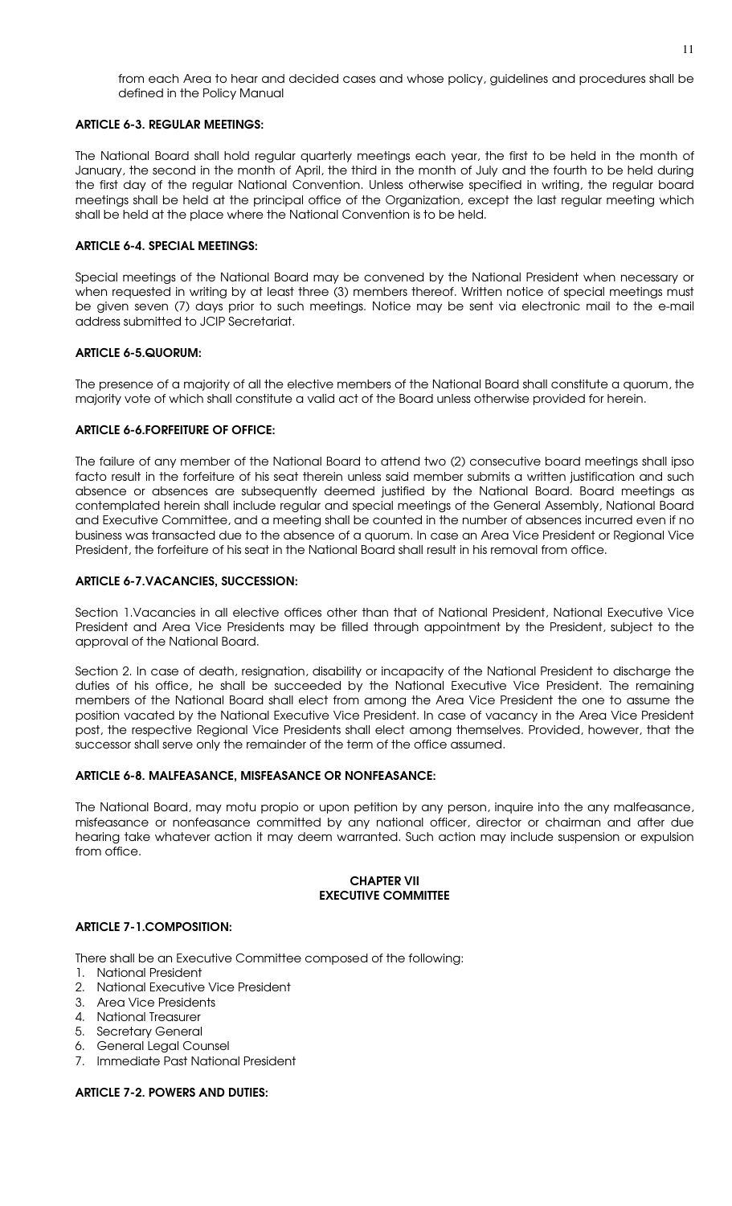from each Area to hear and decided cases and whose policy, guidelines and procedures shall be defined in the Policy Manual

**ARTICLE 6-3. REGULAR MEETINGS:**

The National Board shall hold regular quarterly meetings each year, the first to be held in the month of January, the second in the month of April, the third in the month of July and the fourth to be held during the first day of the regular National Convention. Unless otherwise specified in writing, the regular board meetings shall be held at the principal office of the Organization, except the last regular meeting which shall be held at the place where the National Convention is to be held.

**ARTICLE 6-4. SPECIAL MEETINGS:**

Special meetings of the National Board may be convened by the National President when necessary or when requested in writing by at least three (3) members thereof. Written notice of special meetings must be given seven (7) days prior to such meetings. Notice may be sent via electronic mail to the e-mail address submitted to JCIP Secretariat.

**ARTICLE 6-5.QUORUM:**

The presence of a majority of all the elective members of the National Board shall constitute a quorum, the majority vote of which shall constitute a valid act of the Board unless otherwise provided for herein.

**ARTICLE 6-6.FORFEITURE OF OFFICE:**

The failure of any member of the National Board to attend two (2) consecutive board meetings shall ipso facto result in the forfeiture of his seat therein unless said member submits a written justification and such absence or absences are subsequently deemed justified by the National Board. Board meetings as contemplated herein shall include regular and special meetings of the General Assembly, National Board and Executive Committee, and a meeting shall be counted in the number of absences incurred even if no business was transacted due to the absence of a quorum. In case an Area Vice President or Regional Vice President, the forfeiture of his seat in the National Board shall result in his removal from office.

**ARTICLE 6-7.VACANCIES, SUCCESSION:**

Section 1.Vacancies in all elective offices other than that of National President, National Executive Vice President and Area Vice Presidents may be filled through appointment by the President, subject to the approval of the National Board.

Section 2. In case of death, resignation, disability or incapacity of the National President to discharge the duties of his office, he shall be succeeded by the National Executive Vice President. The remaining members of the National Board shall elect from among the Area Vice President the one to assume the position vacated by the National Executive Vice President. In case of vacancy in the Area Vice President post, the respective Regional Vice Presidents shall elect among themselves. Provided, however, that the successor shall serve only the remainder of the term of the office assumed.

**ARTICLE 6-8. MALFEASANCE, MISFEASANCE OR NONFEASANCE:**

The National Board, may motu propio or upon petition by any person, inquire into the any malfeasance, misfeasance or nonfeasance committed by any national officer, director or chairman and after due hearing take whatever action it may deem warranted. Such action may include suspension or expulsion from office.

## CHAPTER VII
## EXECUTIVE COMMITTEE

**ARTICLE 7-1.COMPOSITION:**

There shall be an Executive Committee composed of the following:

1. National President
2. National Executive Vice President
3. Area Vice Presidents
4. National Treasurer
5. Secretary General
6. General Legal Counsel
7. Immediate Past National President

**ARTICLE 7-2. POWERS AND DUTIES:**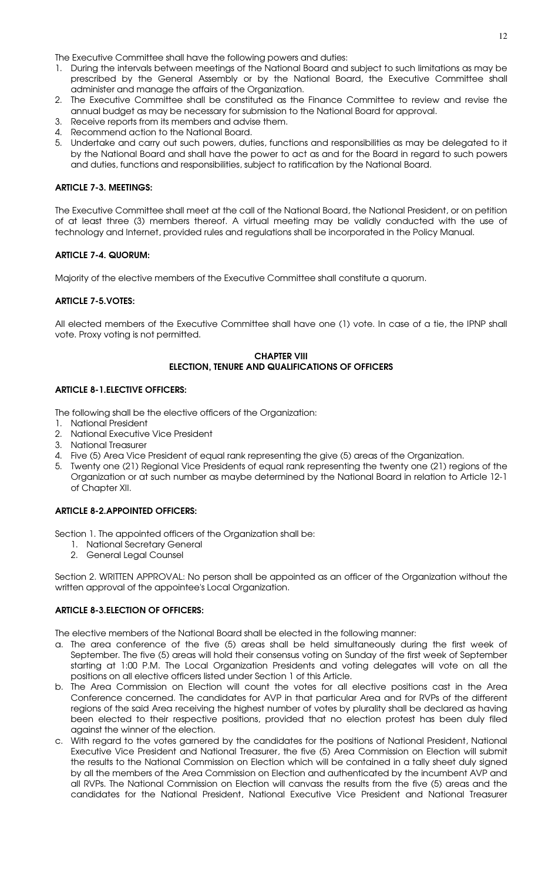The Executive Committee shall have the following powers and duties:

1. During the intervals between meetings of the National Board and subject to such limitations as may be prescribed by the General Assembly or by the National Board, the Executive Committee shall administer and manage the affairs of the Organization.
2. The Executive Committee shall be constituted as the Finance Committee to review and revise the annual budget as may be necessary for submission to the National Board for approval.
3. Receive reports from its members and advise them.
4. Recommend action to the National Board.
5. Undertake and carry out such powers, duties, functions and responsibilities as may be delegated to it by the National Board and shall have the power to act as and for the Board in regard to such powers and duties, functions and responsibilities, subject to ratification by the National Board.

**ARTICLE 7-3. MEETINGS:**

The Executive Committee shall meet at the call of the National Board, the National President, or on petition of at least three (3) members thereof. A virtual meeting may be validly conducted with the use of technology and Internet, provided rules and regulations shall be incorporated in the Policy Manual.

**ARTICLE 7-4. QUORUM:**

Majority of the elective members of the Executive Committee shall constitute a quorum.

**ARTICLE 7-5.VOTES:**

All elected members of the Executive Committee shall have one (1) vote. In case of a tie, the IPNP shall vote. Proxy voting is not permitted.

## CHAPTER VIII
## ELECTION, TENURE AND QUALIFICATIONS OF OFFICERS

**ARTICLE 8-1.ELECTIVE OFFICERS:**

The following shall be the elective officers of the Organization:

1. National President
2. National Executive Vice President
3. National Treasurer
4. Five (5) Area Vice President of equal rank representing the give (5) areas of the Organization.
5. Twenty one (21) Regional Vice Presidents of equal rank representing the twenty one (21) regions of the Organization or at such number as maybe determined by the National Board in relation to Article 12-1 of Chapter XII.

**ARTICLE 8-2.APPOINTED OFFICERS:**

Section 1. The appointed officers of the Organization shall be:

1. National Secretary General
2. General Legal Counsel

Section 2. WRITTEN APPROVAL: No person shall be appointed as an officer of the Organization without the written approval of the appointee's Local Organization.

**ARTICLE 8-3.ELECTION OF OFFICERS:**

The elective members of the National Board shall be elected in the following manner:

a. The area conference of the five (5) areas shall be held simultaneously during the first week of September. The five (5) areas will hold their consensus voting on Sunday of the first week of September starting at 1:00 P.M. The Local Organization Presidents and voting delegates will vote on all the positions on all elective officers listed under Section 1 of this Article.
b. The Area Commission on Election will count the votes for all elective positions cast in the Area Conference concerned. The candidates for AVP in that particular Area and for RVPs of the different regions of the said Area receiving the highest number of votes by plurality shall be declared as having been elected to their respective positions, provided that no election protest has been duly filed against the winner of the election.
c. With regard to the votes garnered by the candidates for the positions of National President, National Executive Vice President and National Treasurer, the five (5) Area Commission on Election will submit the results to the National Commission on Election which will be contained in a tally sheet duly signed by all the members of the Area Commission on Election and authenticated by the incumbent AVP and all RVPs. The National Commission on Election will canvass the results from the five (5) areas and the candidates for the National President, National Executive Vice President and National Treasurer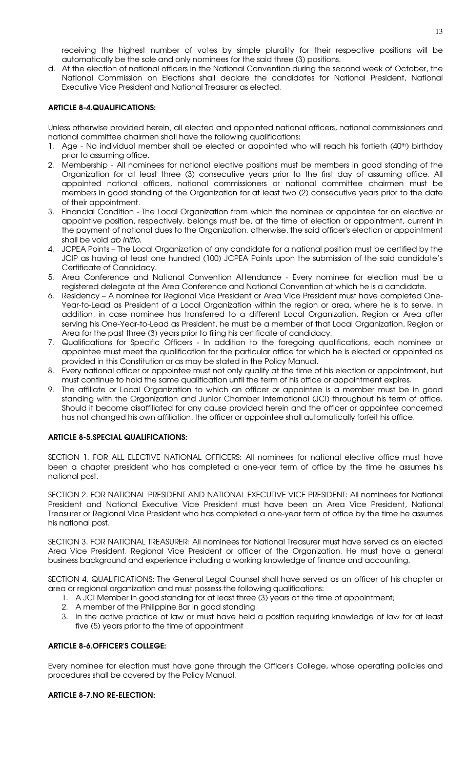receiving the highest number of votes by simple plurality for their respective positions will be automatically be the sole and only nominees for the said three (3) positions.

d. At the election of national officers in the National Convention during the second week of October, the National Commission on Elections shall declare the candidates for National President, National Executive Vice President and National Treasurer as elected.

**ARTICLE 8-4.QUALIFICATIONS:**

Unless otherwise provided herein, all elected and appointed national officers, national commissioners and national committee chairmen shall have the following qualifications:

1. Age - No individual member shall be elected or appointed who will reach his fortieth (40th) birthday prior to assuming office.
2. Membership - All nominees for national elective positions must be members in good standing of the Organization for at least three (3) consecutive years prior to the first day of assuming office. All appointed national officers, national commissioners or national committee chairmen must be members in good standing of the Organization for at least two (2) consecutive years prior to the date of their appointment.
3. Financial Condition - The Local Organization from which the nominee or appointee for an elective or appointive position, respectively, belongs must be, at the time of election or appointment, current in the payment of national dues to the Organization, otherwise, the said officer's election or appointment shall be void *ab initio*.
4. JCPEA Points – The Local Organization of any candidate for a national position must be certified by the JCIP as having at least one hundred (100) JCPEA Points upon the submission of the said candidate's Certificate of Candidacy.
5. Area Conference and National Convention Attendance - Every nominee for election must be a registered delegate at the Area Conference and National Convention at which he is a candidate.
6. Residency – A nominee for Regional Vice President or Area Vice President must have completed One-Year-to-Lead as President of a Local Organization within the region or area, where he is to serve. In addition, in case nominee has transferred to a different Local Organization, Region or Area after serving his One-Year-to-Lead as President, he must be a member of that Local Organization, Region or Area for the past three (3) years prior to filing his certificate of candidacy.
7. Qualifications for Specific Officers - In addition to the foregoing qualifications, each nominee or appointee must meet the qualification for the particular office for which he is elected or appointed as provided in this Constitution or as may be stated in the Policy Manual.
8. Every national officer or appointee must not only qualify at the time of his election or appointment, but must continue to hold the same qualification until the term of his office or appointment expires.
9. The affiliate or Local Organization to which an officer or appointee is a member must be in good standing with the Organization and Junior Chamber International (JCI) throughout his term of office. Should it become disaffiliated for any cause provided herein and the officer or appointee concerned has not changed his own affiliation, the officer or appointee shall automatically forfeit his office.

**ARTICLE 8-5.SPECIAL QUALIFICATIONS:**

SECTION 1. FOR ALL ELECTIVE NATIONAL OFFICERS: All nominees for national elective office must have been a chapter president who has completed a one-year term of office by the time he assumes his national post.

SECTION 2. FOR NATIONAL PRESIDENT AND NATIONAL EXECUTIVE VICE PRESIDENT: All nominees for National President and National Executive Vice President must have been an Area Vice President, National Treasurer or Regional Vice President who has completed a one-year term of office by the time he assumes his national post.

SECTION 3. FOR NATIONAL TREASURER: All nominees for National Treasurer must have served as an elected Area Vice President, Regional Vice President or officer of the Organization. He must have a general business background and experience including a working knowledge of finance and accounting.

SECTION 4. QUALIFICATIONS: The General Legal Counsel shall have served as an officer of his chapter or area or regional organization and must possess the following qualifications:

1. A JCI Member in good standing for at least three (3) years at the time of appointment;
2. A member of the Philippine Bar in good standing
3. In the active practice of law or must have held a position requiring knowledge of law for at least five (5) years prior to the time of appointment

**ARTICLE 8-6.OFFICER'S COLLEGE:**

Every nominee for election must have gone through the Officer's College, whose operating policies and procedures shall be covered by the Policy Manual.

**ARTICLE 8-7.NO RE-ELECTION:**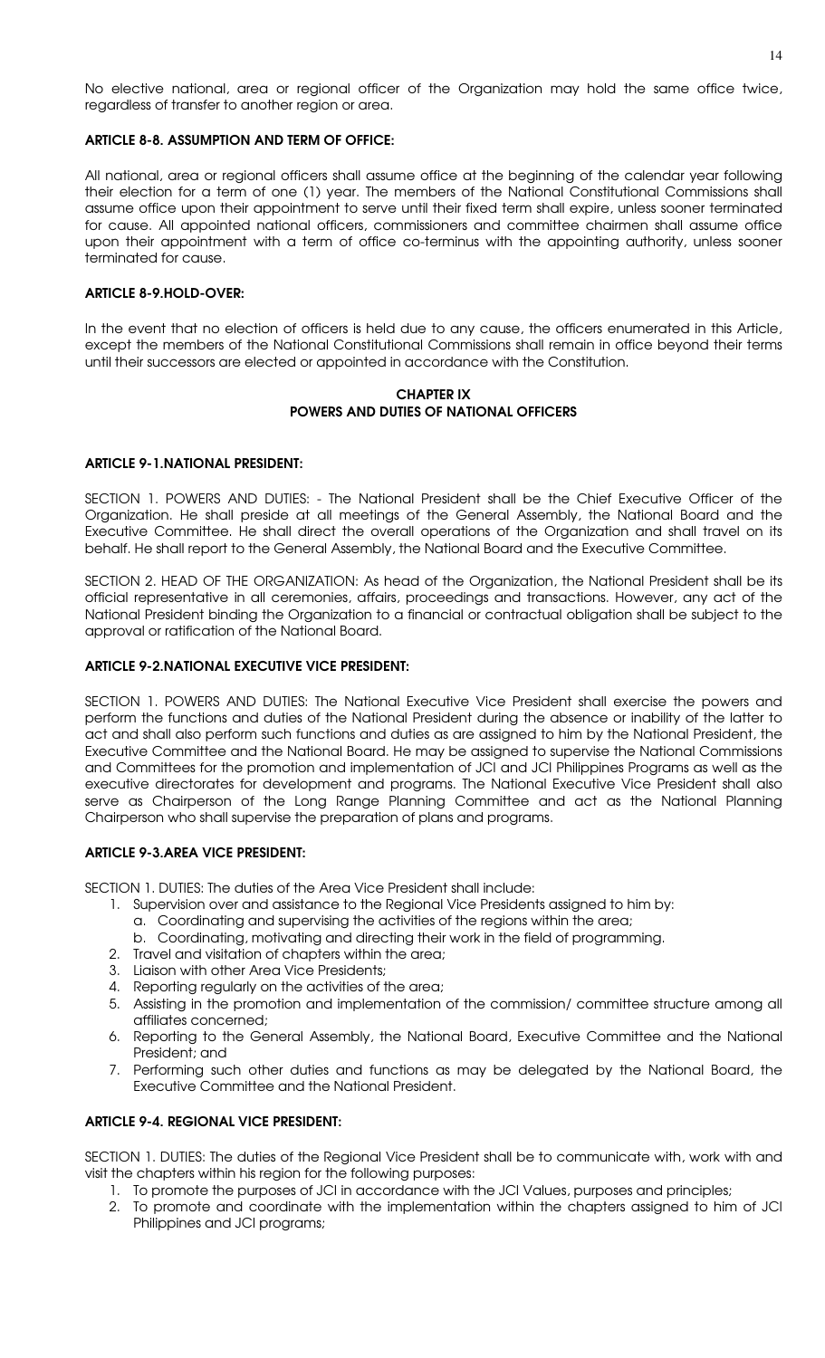No elective national, area or regional officer of the Organization may hold the same office twice, regardless of transfer to another region or area.

### ARTICLE 8-8. ASSUMPTION AND TERM OF OFFICE:

All national, area or regional officers shall assume office at the beginning of the calendar year following their election for a term of one (1) year. The members of the National Constitutional Commissions shall assume office upon their appointment to serve until their fixed term shall expire, unless sooner terminated for cause. All appointed national officers, commissioners and committee chairmen shall assume office upon their appointment with a term of office co-terminus with the appointing authority, unless sooner terminated for cause.

### ARTICLE 8-9.HOLD-OVER:

In the event that no election of officers is held due to any cause, the officers enumerated in this Article, except the members of the National Constitutional Commissions shall remain in office beyond their terms until their successors are elected or appointed in accordance with the Constitution.

## CHAPTER IX
## POWERS AND DUTIES OF NATIONAL OFFICERS

### ARTICLE 9-1.NATIONAL PRESIDENT:

SECTION 1. POWERS AND DUTIES: - The National President shall be the Chief Executive Officer of the Organization. He shall preside at all meetings of the General Assembly, the National Board and the Executive Committee. He shall direct the overall operations of the Organization and shall travel on its behalf. He shall report to the General Assembly, the National Board and the Executive Committee.

SECTION 2. HEAD OF THE ORGANIZATION: As head of the Organization, the National President shall be its official representative in all ceremonies, affairs, proceedings and transactions. However, any act of the National President binding the Organization to a financial or contractual obligation shall be subject to the approval or ratification of the National Board.

### ARTICLE 9-2.NATIONAL EXECUTIVE VICE PRESIDENT:

SECTION 1. POWERS AND DUTIES: The National Executive Vice President shall exercise the powers and perform the functions and duties of the National President during the absence or inability of the latter to act and shall also perform such functions and duties as are assigned to him by the National President, the Executive Committee and the National Board. He may be assigned to supervise the National Commissions and Committees for the promotion and implementation of JCI and JCI Philippines Programs as well as the executive directorates for development and programs. The National Executive Vice President shall also serve as Chairperson of the Long Range Planning Committee and act as the National Planning Chairperson who shall supervise the preparation of plans and programs.

### ARTICLE 9-3.AREA VICE PRESIDENT:

SECTION 1. DUTIES: The duties of the Area Vice President shall include:

1. Supervision over and assistance to the Regional Vice Presidents assigned to him by:
   a. Coordinating and supervising the activities of the regions within the area;
   b. Coordinating, motivating and directing their work in the field of programming.
2. Travel and visitation of chapters within the area;
3. Liaison with other Area Vice Presidents;
4. Reporting regularly on the activities of the area;
5. Assisting in the promotion and implementation of the commission/ committee structure among all affiliates concerned;
6. Reporting to the General Assembly, the National Board, Executive Committee and the National President; and
7. Performing such other duties and functions as may be delegated by the National Board, the Executive Committee and the National President.

### ARTICLE 9-4. REGIONAL VICE PRESIDENT:

SECTION 1. DUTIES: The duties of the Regional Vice President shall be to communicate with, work with and visit the chapters within his region for the following purposes:

1. To promote the purposes of JCI in accordance with the JCI Values, purposes and principles;
2. To promote and coordinate with the implementation within the chapters assigned to him of JCI Philippines and JCI programs;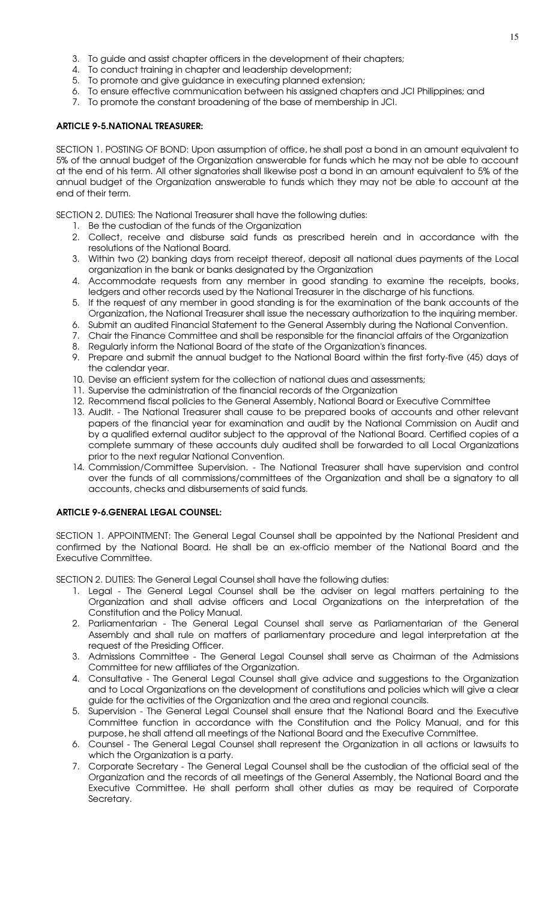3. To guide and assist chapter officers in the development of their chapters;
4. To conduct training in chapter and leadership development;
5. To promote and give guidance in executing planned extension;
6. To ensure effective communication between his assigned chapters and JCI Philippines; and
7. To promote the constant broadening of the base of membership in JCI.

**ARTICLE 9-5.NATIONAL TREASURER:**

SECTION 1. POSTING OF BOND: Upon assumption of office, he shall post a bond in an amount equivalent to 5% of the annual budget of the Organization answerable for funds which he may not be able to account at the end of his term. All other signatories shall likewise post a bond in an amount equivalent to 5% of the annual budget of the Organization answerable to funds which they may not be able to account at the end of their term.

SECTION 2. DUTIES: The National Treasurer shall have the following duties:

1. Be the custodian of the funds of the Organization
2. Collect, receive and disburse said funds as prescribed herein and in accordance with the resolutions of the National Board.
3. Within two (2) banking days from receipt thereof, deposit all national dues payments of the Local organization in the bank or banks designated by the Organization
4. Accommodate requests from any member in good standing to examine the receipts, books, ledgers and other records used by the National Treasurer in the discharge of his functions.
5. If the request of any member in good standing is for the examination of the bank accounts of the Organization, the National Treasurer shall issue the necessary authorization to the inquiring member.
6. Submit an audited Financial Statement to the General Assembly during the National Convention.
7. Chair the Finance Committee and shall be responsible for the financial affairs of the Organization
8. Regularly inform the National Board of the state of the Organization's finances.
9. Prepare and submit the annual budget to the National Board within the first forty-five (45) days of the calendar year.
10. Devise an efficient system for the collection of national dues and assessments;
11. Supervise the administration of the financial records of the Organization
12. Recommend fiscal policies to the General Assembly, National Board or Executive Committee
13. Audit. - The National Treasurer shall cause to be prepared books of accounts and other relevant papers of the financial year for examination and audit by the National Commission on Audit and by a qualified external auditor subject to the approval of the National Board. Certified copies of a complete summary of these accounts duly audited shall be forwarded to all Local Organizations prior to the next regular National Convention.
14. Commission/Committee Supervision. - The National Treasurer shall have supervision and control over the funds of all commissions/committees of the Organization and shall be a signatory to all accounts, checks and disbursements of said funds.

**ARTICLE 9-6.GENERAL LEGAL COUNSEL:**

SECTION 1. APPOINTMENT: The General Legal Counsel shall be appointed by the National President and confirmed by the National Board. He shall be an ex-officio member of the National Board and the Executive Committee.

SECTION 2. DUTIES: The General Legal Counsel shall have the following duties:

1. Legal - The General Legal Counsel shall be the adviser on legal matters pertaining to the Organization and shall advise officers and Local Organizations on the interpretation of the Constitution and the Policy Manual.
2. Parliamentarian - The General Legal Counsel shall serve as Parliamentarian of the General Assembly and shall rule on matters of parliamentary procedure and legal interpretation at the request of the Presiding Officer.
3. Admissions Committee - The General Legal Counsel shall serve as Chairman of the Admissions Committee for new affiliates of the Organization.
4. Consultative - The General Legal Counsel shall give advice and suggestions to the Organization and to Local Organizations on the development of constitutions and policies which will give a clear guide for the activities of the Organization and the area and regional councils.
5. Supervision - The General Legal Counsel shall ensure that the National Board and the Executive Committee function in accordance with the Constitution and the Policy Manual, and for this purpose, he shall attend all meetings of the National Board and the Executive Committee.
6. Counsel - The General Legal Counsel shall represent the Organization in all actions or lawsuits to which the Organization is a party.
7. Corporate Secretary - The General Legal Counsel shall be the custodian of the official seal of the Organization and the records of all meetings of the General Assembly, the National Board and the Executive Committee. He shall perform shall other duties as may be required of Corporate Secretary.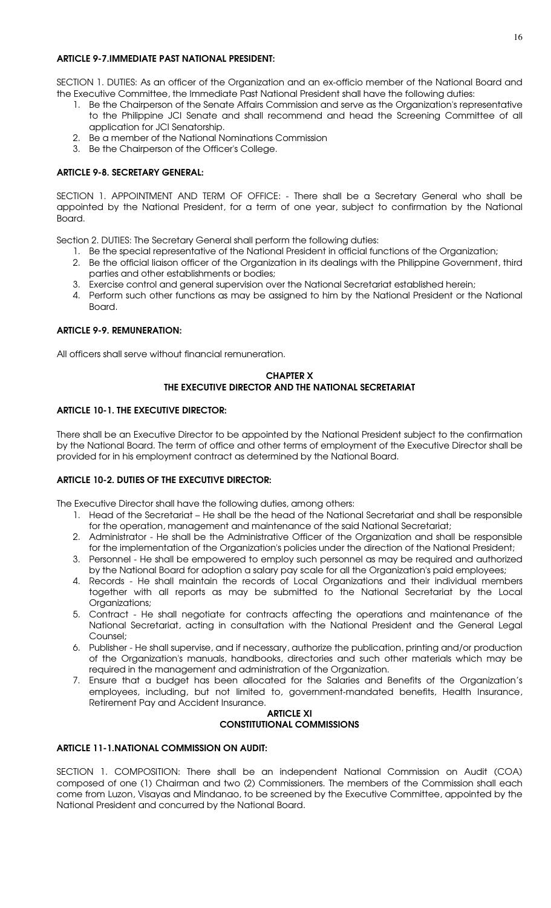### ARTICLE 9-7.IMMEDIATE PAST NATIONAL PRESIDENT:

SECTION 1. DUTIES: As an officer of the Organization and an ex-officio member of the National Board and the Executive Committee, the Immediate Past National President shall have the following duties:

1. Be the Chairperson of the Senate Affairs Commission and serve as the Organization's representative to the Philippine JCI Senate and shall recommend and head the Screening Committee of all application for JCI Senatorship.
2. Be a member of the National Nominations Commission
3. Be the Chairperson of the Officer's College.

### ARTICLE 9-8. SECRETARY GENERAL:

SECTION 1. APPOINTMENT AND TERM OF OFFICE: - There shall be a Secretary General who shall be appointed by the National President, for a term of one year, subject to confirmation by the National Board.

Section 2. DUTIES: The Secretary General shall perform the following duties:

1. Be the special representative of the National President in official functions of the Organization;
2. Be the official liaison officer of the Organization in its dealings with the Philippine Government, third parties and other establishments or bodies;
3. Exercise control and general supervision over the National Secretariat established herein;
4. Perform such other functions as may be assigned to him by the National President or the National Board.

### ARTICLE 9-9. REMUNERATION:

All officers shall serve without financial remuneration.

## CHAPTER X
## THE EXECUTIVE DIRECTOR AND THE NATIONAL SECRETARIAT

### ARTICLE 10-1. THE EXECUTIVE DIRECTOR:

There shall be an Executive Director to be appointed by the National President subject to the confirmation by the National Board. The term of office and other terms of employment of the Executive Director shall be provided for in his employment contract as determined by the National Board.

### ARTICLE 10-2. DUTIES OF THE EXECUTIVE DIRECTOR:

The Executive Director shall have the following duties, among others:

1. Head of the Secretariat – He shall be the head of the National Secretariat and shall be responsible for the operation, management and maintenance of the said National Secretariat;
2. Administrator - He shall be the Administrative Officer of the Organization and shall be responsible for the implementation of the Organization's policies under the direction of the National President;
3. Personnel - He shall be empowered to employ such personnel as may be required and authorized by the National Board for adoption a salary pay scale for all the Organization's paid employees;
4. Records - He shall maintain the records of Local Organizations and their individual members together with all reports as may be submitted to the National Secretariat by the Local Organizations;
5. Contract - He shall negotiate for contracts affecting the operations and maintenance of the National Secretariat, acting in consultation with the National President and the General Legal Counsel;
6. Publisher - He shall supervise, and if necessary, authorize the publication, printing and/or production of the Organization's manuals, handbooks, directories and such other materials which may be required in the management and administration of the Organization.
7. Ensure that a budget has been allocated for the Salaries and Benefits of the Organization's employees, including, but not limited to, government-mandated benefits, Health Insurance, Retirement Pay and Accident Insurance.

## ARTICLE XI
## CONSTITUTIONAL COMMISSIONS

### ARTICLE 11-1.NATIONAL COMMISSION ON AUDIT:

SECTION 1. COMPOSITION: There shall be an independent National Commission on Audit (COA) composed of one (1) Chairman and two (2) Commissioners. The members of the Commission shall each come from Luzon, Visayas and Mindanao, to be screened by the Executive Committee, appointed by the National President and concurred by the National Board.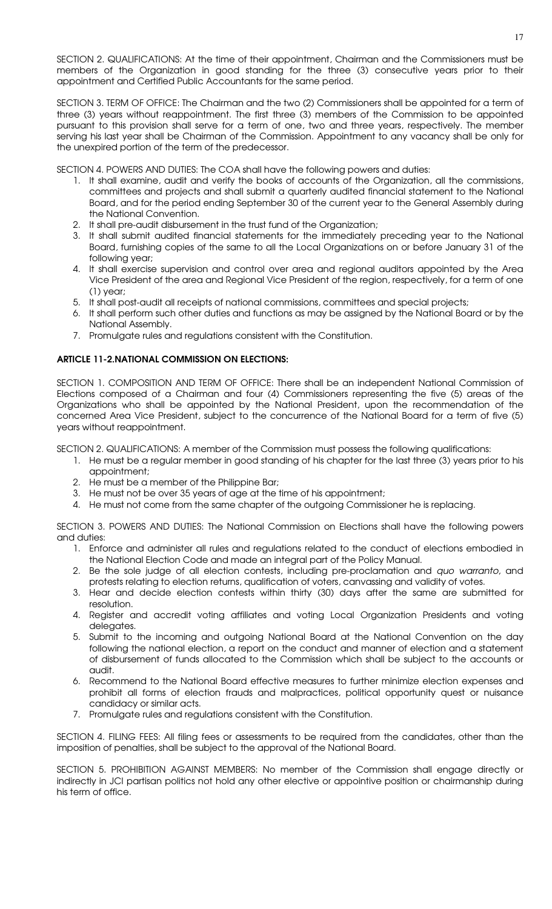SECTION 2. QUALIFICATIONS: At the time of their appointment, Chairman and the Commissioners must be members of the Organization in good standing for the three (3) consecutive years prior to their appointment and Certified Public Accountants for the same period.

SECTION 3. TERM OF OFFICE: The Chairman and the two (2) Commissioners shall be appointed for a term of three (3) years without reappointment. The first three (3) members of the Commission to be appointed pursuant to this provision shall serve for a term of one, two and three years, respectively. The member serving his last year shall be Chairman of the Commission. Appointment to any vacancy shall be only for the unexpired portion of the term of the predecessor.

SECTION 4. POWERS AND DUTIES: The COA shall have the following powers and duties:

1. It shall examine, audit and verify the books of accounts of the Organization, all the commissions, committees and projects and shall submit a quarterly audited financial statement to the National Board, and for the period ending September 30 of the current year to the General Assembly during the National Convention.
2. It shall pre-audit disbursement in the trust fund of the Organization;
3. It shall submit audited financial statements for the immediately preceding year to the National Board, furnishing copies of the same to all the Local Organizations on or before January 31 of the following year;
4. It shall exercise supervision and control over area and regional auditors appointed by the Area Vice President of the area and Regional Vice President of the region, respectively, for a term of one (1) year;
5. It shall post-audit all receipts of national commissions, committees and special projects;
6. It shall perform such other duties and functions as may be assigned by the National Board or by the National Assembly.
7. Promulgate rules and regulations consistent with the Constitution.

**ARTICLE 11-2.NATIONAL COMMISSION ON ELECTIONS:**

SECTION 1. COMPOSITION AND TERM OF OFFICE: There shall be an independent National Commission of Elections composed of a Chairman and four (4) Commissioners representing the five (5) areas of the Organizations who shall be appointed by the National President, upon the recommendation of the concerned Area Vice President, subject to the concurrence of the National Board for a term of five (5) years without reappointment.

SECTION 2. QUALIFICATIONS: A member of the Commission must possess the following qualifications:

1. He must be a regular member in good standing of his chapter for the last three (3) years prior to his appointment;
2. He must be a member of the Philippine Bar;
3. He must not be over 35 years of age at the time of his appointment;
4. He must not come from the same chapter of the outgoing Commissioner he is replacing.

SECTION 3. POWERS AND DUTIES: The National Commission on Elections shall have the following powers and duties:

1. Enforce and administer all rules and regulations related to the conduct of elections embodied in the National Election Code and made an integral part of the Policy Manual.
2. Be the sole judge of all election contests, including pre-proclamation and *quo warranto*, and protests relating to election returns, qualification of voters, canvassing and validity of votes.
3. Hear and decide election contests within thirty (30) days after the same are submitted for resolution.
4. Register and accredit voting affiliates and voting Local Organization Presidents and voting delegates.
5. Submit to the incoming and outgoing National Board at the National Convention on the day following the national election, a report on the conduct and manner of election and a statement of disbursement of funds allocated to the Commission which shall be subject to the accounts or audit.
6. Recommend to the National Board effective measures to further minimize election expenses and prohibit all forms of election frauds and malpractices, political opportunity quest or nuisance candidacy or similar acts.
7. Promulgate rules and regulations consistent with the Constitution.

SECTION 4. FILING FEES: All filing fees or assessments to be required from the candidates, other than the imposition of penalties, shall be subject to the approval of the National Board.

SECTION 5. PROHIBITION AGAINST MEMBERS: No member of the Commission shall engage directly or indirectly in JCI partisan politics not hold any other elective or appointive position or chairmanship during his term of office.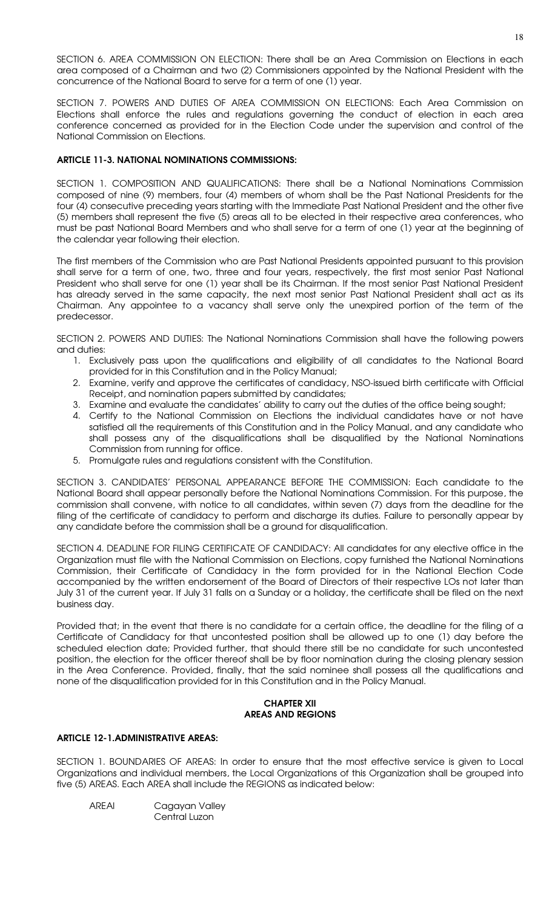SECTION 6. AREA COMMISSION ON ELECTION: There shall be an Area Commission on Elections in each area composed of a Chairman and two (2) Commissioners appointed by the National President with the concurrence of the National Board to serve for a term of one (1) year.

SECTION 7. POWERS AND DUTIES OF AREA COMMISSION ON ELECTIONS: Each Area Commission on Elections shall enforce the rules and regulations governing the conduct of election in each area conference concerned as provided for in the Election Code under the supervision and control of the National Commission on Elections.

### ARTICLE 11-3. NATIONAL NOMINATIONS COMMISSIONS:

SECTION 1. COMPOSITION AND QUALIFICATIONS: There shall be a National Nominations Commission composed of nine (9) members, four (4) members of whom shall be the Past National Presidents for the four (4) consecutive preceding years starting with the Immediate Past National President and the other five (5) members shall represent the five (5) areas all to be elected in their respective area conferences, who must be past National Board Members and who shall serve for a term of one (1) year at the beginning of the calendar year following their election.

The first members of the Commission who are Past National Presidents appointed pursuant to this provision shall serve for a term of one, two, three and four years, respectively, the first most senior Past National President who shall serve for one (1) year shall be its Chairman. If the most senior Past National President has already served in the same capacity, the next most senior Past National President shall act as its Chairman. Any appointee to a vacancy shall serve only the unexpired portion of the term of the predecessor.

SECTION 2. POWERS AND DUTIES: The National Nominations Commission shall have the following powers and duties:

1. Exclusively pass upon the qualifications and eligibility of all candidates to the National Board provided for in this Constitution and in the Policy Manual;
2. Examine, verify and approve the certificates of candidacy, NSO-issued birth certificate with Official Receipt, and nomination papers submitted by candidates;
3. Examine and evaluate the candidates' ability to carry out the duties of the office being sought;
4. Certify to the National Commission on Elections the individual candidates have or not have satisfied all the requirements of this Constitution and in the Policy Manual, and any candidate who shall possess any of the disqualifications shall be disqualified by the National Nominations Commission from running for office.
5. Promulgate rules and regulations consistent with the Constitution.

SECTION 3. CANDIDATES' PERSONAL APPEARANCE BEFORE THE COMMISSION: Each candidate to the National Board shall appear personally before the National Nominations Commission. For this purpose, the commission shall convene, with notice to all candidates, within seven (7) days from the deadline for the filing of the certificate of candidacy to perform and discharge its duties. Failure to personally appear by any candidate before the commission shall be a ground for disqualification.

SECTION 4. DEADLINE FOR FILING CERTIFICATE OF CANDIDACY: All candidates for any elective office in the Organization must file with the National Commission on Elections, copy furnished the National Nominations Commission, their Certificate of Candidacy in the form provided for in the National Election Code accompanied by the written endorsement of the Board of Directors of their respective LOs not later than July 31 of the current year. If July 31 falls on a Sunday or a holiday, the certificate shall be filed on the next business day.

Provided that; in the event that there is no candidate for a certain office, the deadline for the filing of a Certificate of Candidacy for that uncontested position shall be allowed up to one (1) day before the scheduled election date; Provided further, that should there still be no candidate for such uncontested position, the election for the officer thereof shall be by floor nomination during the closing plenary session in the Area Conference. Provided, finally, that the said nominee shall possess all the qualifications and none of the disqualification provided for in this Constitution and in the Policy Manual.

## CHAPTER XII
## AREAS AND REGIONS

### ARTICLE 12-1.ADMINISTRATIVE AREAS:

SECTION 1. BOUNDARIES OF AREAS: In order to ensure that the most effective service is given to Local Organizations and individual members, the Local Organizations of this Organization shall be grouped into five (5) AREAS. Each AREA shall include the REGIONS as indicated below:

AREAI Cagayan Valley
Central Luzon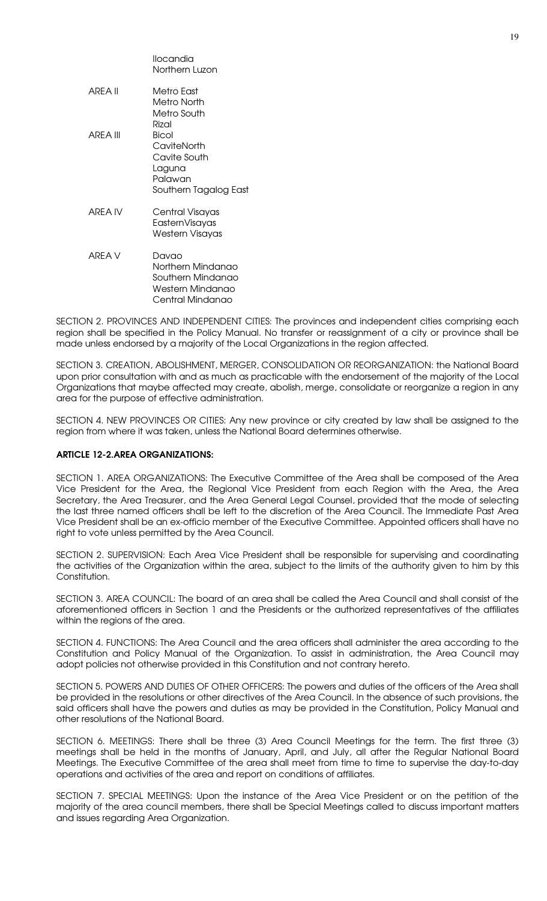| | |
|---|---|
| | Ilocandia |
| | Northern Luzon |
| AREA II | Metro East |
| | Metro North |
| | Metro South |
| | Rizal |
| AREA III | Bicol |
| | CaviteNorth |
| | Cavite South |
| | Laguna |
| | Palawan |
| | Southern Tagalog East |
| AREA IV | Central Visayas |
| | EasternVisayas |
| | Western Visayas |
| AREA V | Davao |
| | Northern Mindanao |
| | Southern Mindanao |
| | Western Mindanao |
| | Central Mindanao |

SECTION 2. PROVINCES AND INDEPENDENT CITIES: The provinces and independent cities comprising each region shall be specified in the Policy Manual. No transfer or reassignment of a city or province shall be made unless endorsed by a majority of the Local Organizations in the region affected.

SECTION 3. CREATION, ABOLISHMENT, MERGER, CONSOLIDATION OR REORGANIZATION: the National Board upon prior consultation with and as much as practicable with the endorsement of the majority of the Local Organizations that maybe affected may create, abolish, merge, consolidate or reorganize a region in any area for the purpose of effective administration.

SECTION 4. NEW PROVINCES OR CITIES: Any new province or city created by law shall be assigned to the region from where it was taken, unless the National Board determines otherwise.

**ARTICLE 12-2.AREA ORGANIZATIONS:**

SECTION 1. AREA ORGANIZATIONS: The Executive Committee of the Area shall be composed of the Area Vice President for the Area, the Regional Vice President from each Region with the Area, the Area Secretary, the Area Treasurer, and the Area General Legal Counsel, provided that the mode of selecting the last three named officers shall be left to the discretion of the Area Council. The Immediate Past Area Vice President shall be an ex-officio member of the Executive Committee. Appointed officers shall have no right to vote unless permitted by the Area Council.

SECTION 2. SUPERVISION: Each Area Vice President shall be responsible for supervising and coordinating the activities of the Organization within the area, subject to the limits of the authority given to him by this Constitution.

SECTION 3. AREA COUNCIL: The board of an area shall be called the Area Council and shall consist of the aforementioned officers in Section 1 and the Presidents or the authorized representatives of the affiliates within the regions of the area.

SECTION 4. FUNCTIONS: The Area Council and the area officers shall administer the area according to the Constitution and Policy Manual of the Organization. To assist in administration, the Area Council may adopt policies not otherwise provided in this Constitution and not contrary hereto.

SECTION 5. POWERS AND DUTIES OF OTHER OFFICERS: The powers and duties of the officers of the Area shall be provided in the resolutions or other directives of the Area Council. In the absence of such provisions, the said officers shall have the powers and duties as may be provided in the Constitution, Policy Manual and other resolutions of the National Board.

SECTION 6. MEETINGS: There shall be three (3) Area Council Meetings for the term. The first three (3) meetings shall be held in the months of January, April, and July, all after the Regular National Board Meetings. The Executive Committee of the area shall meet from time to time to supervise the day-to-day operations and activities of the area and report on conditions of affiliates.

SECTION 7. SPECIAL MEETINGS: Upon the instance of the Area Vice President or on the petition of the majority of the area council members, there shall be Special Meetings called to discuss important matters and issues regarding Area Organization.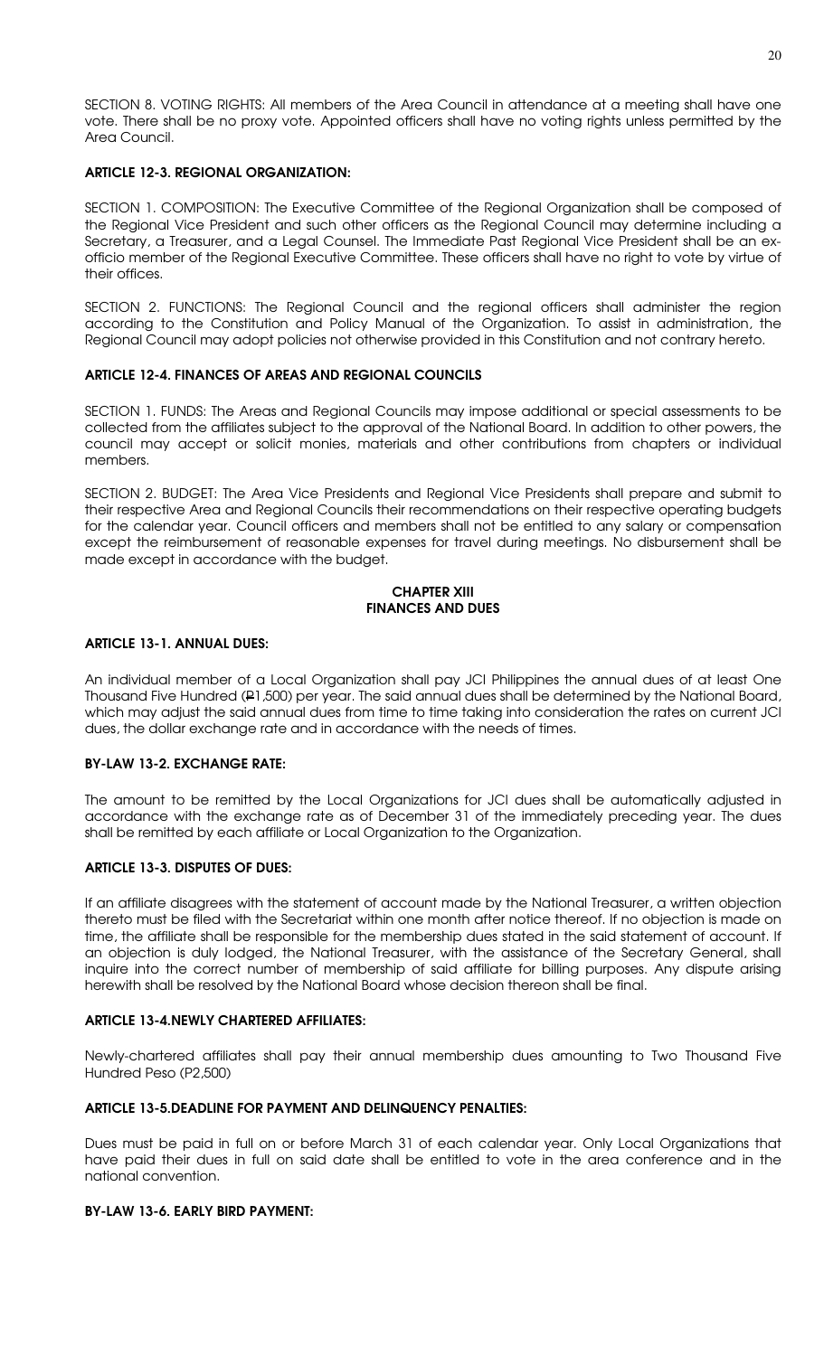SECTION 8. VOTING RIGHTS: All members of the Area Council in attendance at a meeting shall have one vote. There shall be no proxy vote. Appointed officers shall have no voting rights unless permitted by the Area Council.

**ARTICLE 12-3. REGIONAL ORGANIZATION:**

SECTION 1. COMPOSITION: The Executive Committee of the Regional Organization shall be composed of the Regional Vice President and such other officers as the Regional Council may determine including a Secretary, a Treasurer, and a Legal Counsel. The Immediate Past Regional Vice President shall be an ex-officio member of the Regional Executive Committee. These officers shall have no right to vote by virtue of their offices.

SECTION 2. FUNCTIONS: The Regional Council and the regional officers shall administer the region according to the Constitution and Policy Manual of the Organization. To assist in administration, the Regional Council may adopt policies not otherwise provided in this Constitution and not contrary hereto.

**ARTICLE 12-4. FINANCES OF AREAS AND REGIONAL COUNCILS**

SECTION 1. FUNDS: The Areas and Regional Councils may impose additional or special assessments to be collected from the affiliates subject to the approval of the National Board. In addition to other powers, the council may accept or solicit monies, materials and other contributions from chapters or individual members.

SECTION 2. BUDGET: The Area Vice Presidents and Regional Vice Presidents shall prepare and submit to their respective Area and Regional Councils their recommendations on their respective operating budgets for the calendar year. Council officers and members shall not be entitled to any salary or compensation except the reimbursement of reasonable expenses for travel during meetings. No disbursement shall be made except in accordance with the budget.

**CHAPTER XIII**
**FINANCES AND DUES**

**ARTICLE 13-1. ANNUAL DUES:**

An individual member of a Local Organization shall pay JCI Philippines the annual dues of at least One Thousand Five Hundred (₱1,500) per year. The said annual dues shall be determined by the National Board, which may adjust the said annual dues from time to time taking into consideration the rates on current JCI dues, the dollar exchange rate and in accordance with the needs of times.

**BY-LAW 13-2. EXCHANGE RATE:**

The amount to be remitted by the Local Organizations for JCI dues shall be automatically adjusted in accordance with the exchange rate as of December 31 of the immediately preceding year. The dues shall be remitted by each affiliate or Local Organization to the Organization.

**ARTICLE 13-3. DISPUTES OF DUES:**

If an affiliate disagrees with the statement of account made by the National Treasurer, a written objection thereto must be filed with the Secretariat within one month after notice thereof. If no objection is made on time, the affiliate shall be responsible for the membership dues stated in the said statement of account. If an objection is duly lodged, the National Treasurer, with the assistance of the Secretary General, shall inquire into the correct number of membership of said affiliate for billing purposes. Any dispute arising herewith shall be resolved by the National Board whose decision thereon shall be final.

**ARTICLE 13-4.NEWLY CHARTERED AFFILIATES:**

Newly-chartered affiliates shall pay their annual membership dues amounting to Two Thousand Five Hundred Peso (P2,500)

**ARTICLE 13-5.DEADLINE FOR PAYMENT AND DELINQUENCY PENALTIES:**

Dues must be paid in full on or before March 31 of each calendar year. Only Local Organizations that have paid their dues in full on said date shall be entitled to vote in the area conference and in the national convention.

**BY-LAW 13-6. EARLY BIRD PAYMENT:**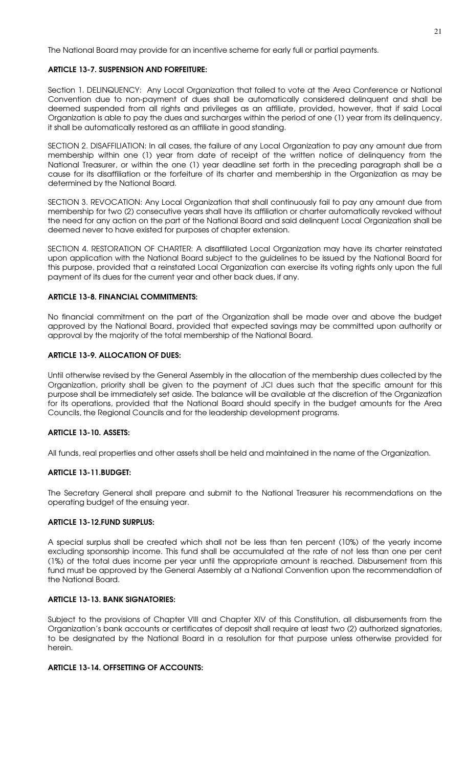The National Board may provide for an incentive scheme for early full or partial payments.

### ARTICLE 13-7. SUSPENSION AND FORFEITURE:

Section 1. DELINQUENCY: Any Local Organization that failed to vote at the Area Conference or National Convention due to non-payment of dues shall be automatically considered delinquent and shall be deemed suspended from all rights and privileges as an affiliate, provided, however, that if said Local Organization is able to pay the dues and surcharges within the period of one (1) year from its delinquency, it shall be automatically restored as an affiliate in good standing.

SECTION 2. DISAFFILIATION: In all cases, the failure of any Local Organization to pay any amount due from membership within one (1) year from date of receipt of the written notice of delinquency from the National Treasurer, or within the one (1) year deadline set forth in the preceding paragraph shall be a cause for its disaffiliation or the forfeiture of its charter and membership in the Organization as may be determined by the National Board.

SECTION 3. REVOCATION: Any Local Organization that shall continuously fail to pay any amount due from membership for two (2) consecutive years shall have its affiliation or charter automatically revoked without the need for any action on the part of the National Board and said delinquent Local Organization shall be deemed never to have existed for purposes of chapter extension.

SECTION 4. RESTORATION OF CHARTER: A disaffiliated Local Organization may have its charter reinstated upon application with the National Board subject to the guidelines to be issued by the National Board for this purpose, provided that a reinstated Local Organization can exercise its voting rights only upon the full payment of its dues for the current year and other back dues, if any.

### ARTICLE 13-8. FINANCIAL COMMITMENTS:

No financial commitment on the part of the Organization shall be made over and above the budget approved by the National Board, provided that expected savings may be committed upon authority or approval by the majority of the total membership of the National Board.

### ARTICLE 13-9. ALLOCATION OF DUES:

Until otherwise revised by the General Assembly in the allocation of the membership dues collected by the Organization, priority shall be given to the payment of JCI dues such that the specific amount for this purpose shall be immediately set aside. The balance will be available at the discretion of the Organization for its operations, provided that the National Board should specify in the budget amounts for the Area Councils, the Regional Councils and for the leadership development programs.

### ARTICLE 13-10. ASSETS:

All funds, real properties and other assets shall be held and maintained in the name of the Organization.

### ARTICLE 13-11.BUDGET:

The Secretary General shall prepare and submit to the National Treasurer his recommendations on the operating budget of the ensuing year.

### ARTICLE 13-12.FUND SURPLUS:

A special surplus shall be created which shall not be less than ten percent (10%) of the yearly income excluding sponsorship income. This fund shall be accumulated at the rate of not less than one per cent (1%) of the total dues income per year until the appropriate amount is reached. Disbursement from this fund must be approved by the General Assembly at a National Convention upon the recommendation of the National Board.

### ARTICLE 13-13. BANK SIGNATORIES:

Subject to the provisions of Chapter VIII and Chapter XIV of this Constitution, all disbursements from the Organization's bank accounts or certificates of deposit shall require at least two (2) authorized signatories, to be designated by the National Board in a resolution for that purpose unless otherwise provided for herein.

### ARTICLE 13-14. OFFSETTING OF ACCOUNTS: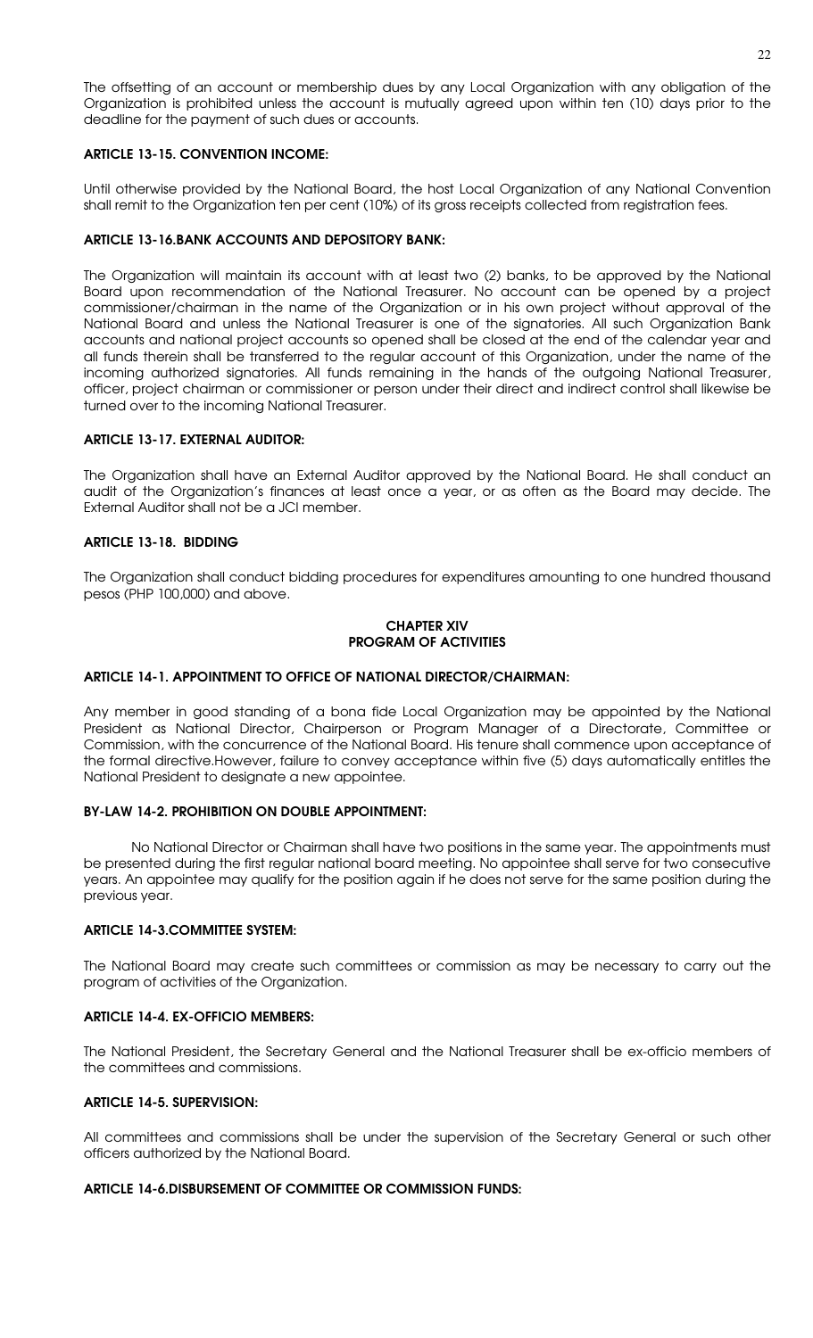The offsetting of an account or membership dues by any Local Organization with any obligation of the Organization is prohibited unless the account is mutually agreed upon within ten (10) days prior to the deadline for the payment of such dues or accounts.

**ARTICLE 13-15. CONVENTION INCOME:**

Until otherwise provided by the National Board, the host Local Organization of any National Convention shall remit to the Organization ten per cent (10%) of its gross receipts collected from registration fees.

**ARTICLE 13-16.BANK ACCOUNTS AND DEPOSITORY BANK:**

The Organization will maintain its account with at least two (2) banks, to be approved by the National Board upon recommendation of the National Treasurer. No account can be opened by a project commissioner/chairman in the name of the Organization or in his own project without approval of the National Board and unless the National Treasurer is one of the signatories. All such Organization Bank accounts and national project accounts so opened shall be closed at the end of the calendar year and all funds therein shall be transferred to the regular account of this Organization, under the name of the incoming authorized signatories. All funds remaining in the hands of the outgoing National Treasurer, officer, project chairman or commissioner or person under their direct and indirect control shall likewise be turned over to the incoming National Treasurer.

**ARTICLE 13-17. EXTERNAL AUDITOR:**

The Organization shall have an External Auditor approved by the National Board. He shall conduct an audit of the Organization's finances at least once a year, or as often as the Board may decide. The External Auditor shall not be a JCI member.

**ARTICLE 13-18. BIDDING**

The Organization shall conduct bidding procedures for expenditures amounting to one hundred thousand pesos (PHP 100,000) and above.

## CHAPTER XIV
## PROGRAM OF ACTIVITIES

**ARTICLE 14-1. APPOINTMENT TO OFFICE OF NATIONAL DIRECTOR/CHAIRMAN:**

Any member in good standing of a bona fide Local Organization may be appointed by the National President as National Director, Chairperson or Program Manager of a Directorate, Committee or Commission, with the concurrence of the National Board. His tenure shall commence upon acceptance of the formal directive.However, failure to convey acceptance within five (5) days automatically entitles the National President to designate a new appointee.

**BY-LAW 14-2. PROHIBITION ON DOUBLE APPOINTMENT:**

No National Director or Chairman shall have two positions in the same year. The appointments must be presented during the first regular national board meeting. No appointee shall serve for two consecutive years. An appointee may qualify for the position again if he does not serve for the same position during the previous year.

**ARTICLE 14-3.COMMITTEE SYSTEM:**

The National Board may create such committees or commission as may be necessary to carry out the program of activities of the Organization.

**ARTICLE 14-4. EX-OFFICIO MEMBERS:**

The National President, the Secretary General and the National Treasurer shall be ex-officio members of the committees and commissions.

**ARTICLE 14-5. SUPERVISION:**

All committees and commissions shall be under the supervision of the Secretary General or such other officers authorized by the National Board.

**ARTICLE 14-6.DISBURSEMENT OF COMMITTEE OR COMMISSION FUNDS:**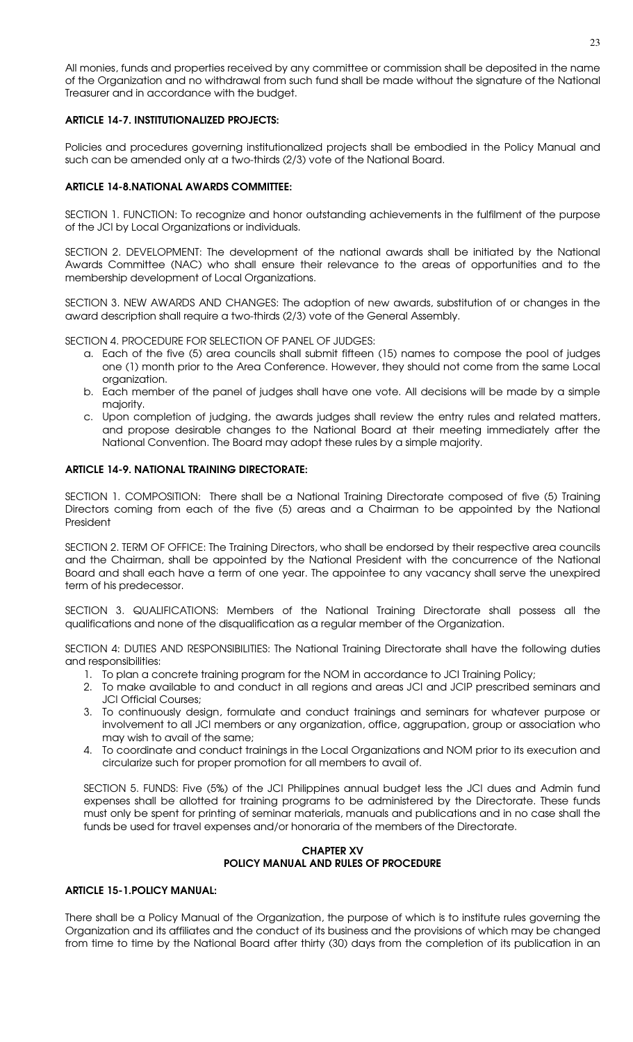All monies, funds and properties received by any committee or commission shall be deposited in the name of the Organization and no withdrawal from such fund shall be made without the signature of the National Treasurer and in accordance with the budget.

**ARTICLE 14-7. INSTITUTIONALIZED PROJECTS:**

Policies and procedures governing institutionalized projects shall be embodied in the Policy Manual and such can be amended only at a two-thirds (2/3) vote of the National Board.

**ARTICLE 14-8.NATIONAL AWARDS COMMITTEE:**

SECTION 1. FUNCTION: To recognize and honor outstanding achievements in the fulfilment of the purpose of the JCI by Local Organizations or individuals.

SECTION 2. DEVELOPMENT: The development of the national awards shall be initiated by the National Awards Committee (NAC) who shall ensure their relevance to the areas of opportunities and to the membership development of Local Organizations.

SECTION 3. NEW AWARDS AND CHANGES: The adoption of new awards, substitution of or changes in the award description shall require a two-thirds (2/3) vote of the General Assembly.

SECTION 4. PROCEDURE FOR SELECTION OF PANEL OF JUDGES:

a. Each of the five (5) area councils shall submit fifteen (15) names to compose the pool of judges one (1) month prior to the Area Conference. However, they should not come from the same Local organization.
b. Each member of the panel of judges shall have one vote. All decisions will be made by a simple majority.
c. Upon completion of judging, the awards judges shall review the entry rules and related matters, and propose desirable changes to the National Board at their meeting immediately after the National Convention. The Board may adopt these rules by a simple majority.

**ARTICLE 14-9. NATIONAL TRAINING DIRECTORATE:**

SECTION 1. COMPOSITION: There shall be a National Training Directorate composed of five (5) Training Directors coming from each of the five (5) areas and a Chairman to be appointed by the National President

SECTION 2. TERM OF OFFICE: The Training Directors, who shall be endorsed by their respective area councils and the Chairman, shall be appointed by the National President with the concurrence of the National Board and shall each have a term of one year. The appointee to any vacancy shall serve the unexpired term of his predecessor.

SECTION 3. QUALIFICATIONS: Members of the National Training Directorate shall possess all the qualifications and none of the disqualification as a regular member of the Organization.

SECTION 4: DUTIES AND RESPONSIBILITIES: The National Training Directorate shall have the following duties and responsibilities:

1. To plan a concrete training program for the NOM in accordance to JCI Training Policy;
2. To make available to and conduct in all regions and areas JCI and JCIP prescribed seminars and JCI Official Courses;
3. To continuously design, formulate and conduct trainings and seminars for whatever purpose or involvement to all JCI members or any organization, office, aggrupation, group or association who may wish to avail of the same;
4. To coordinate and conduct trainings in the Local Organizations and NOM prior to its execution and circularize such for proper promotion for all members to avail of.

SECTION 5. FUNDS: Five (5%) of the JCI Philippines annual budget less the JCI dues and Admin fund expenses shall be allotted for training programs to be administered by the Directorate. These funds must only be spent for printing of seminar materials, manuals and publications and in no case shall the funds be used for travel expenses and/or honoraria of the members of the Directorate.

## CHAPTER XV
## POLICY MANUAL AND RULES OF PROCEDURE

**ARTICLE 15-1.POLICY MANUAL:**

There shall be a Policy Manual of the Organization, the purpose of which is to institute rules governing the Organization and its affiliates and the conduct of its business and the provisions of which may be changed from time to time by the National Board after thirty (30) days from the completion of its publication in an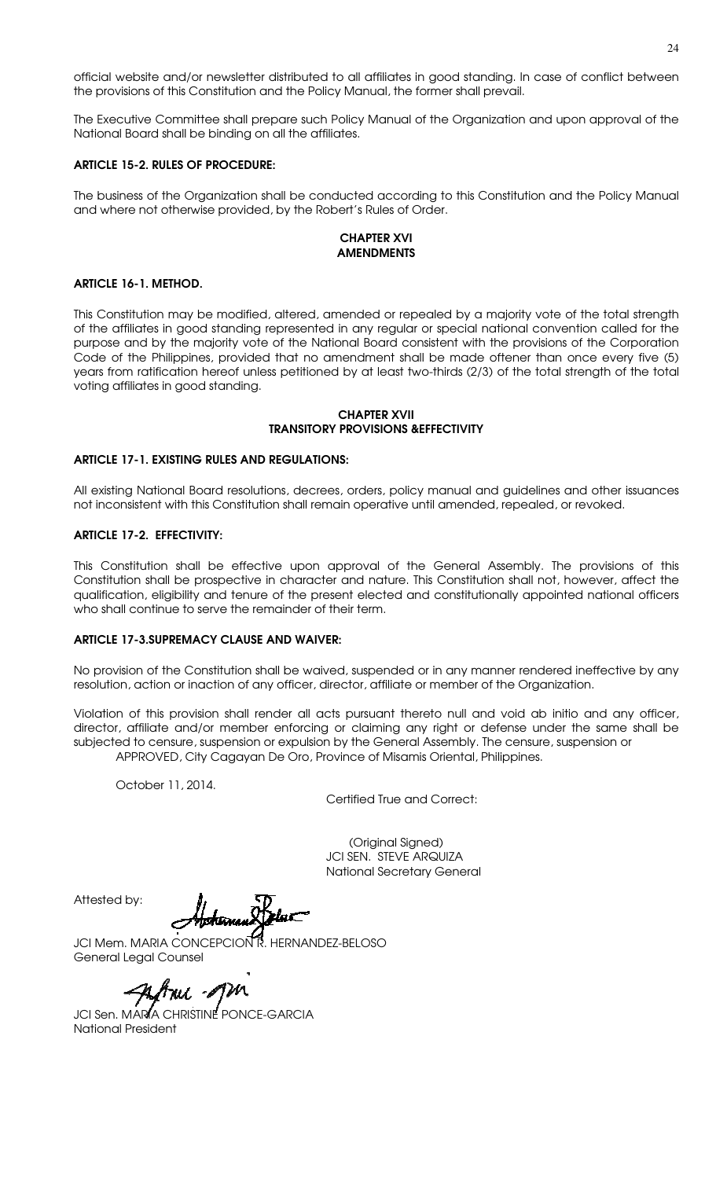official website and/or newsletter distributed to all affiliates in good standing. In case of conflict between the provisions of this Constitution and the Policy Manual, the former shall prevail.

The Executive Committee shall prepare such Policy Manual of the Organization and upon approval of the National Board shall be binding on all the affiliates.

**ARTICLE 15-2. RULES OF PROCEDURE:**

The business of the Organization shall be conducted according to this Constitution and the Policy Manual and where not otherwise provided, by the Robert's Rules of Order.

## CHAPTER XVI
## AMENDMENTS

**ARTICLE 16-1. METHOD.**

This Constitution may be modified, altered, amended or repealed by a majority vote of the total strength of the affiliates in good standing represented in any regular or special national convention called for the purpose and by the majority vote of the National Board consistent with the provisions of the Corporation Code of the Philippines, provided that no amendment shall be made oftener than once every five (5) years from ratification hereof unless petitioned by at least two-thirds (2/3) of the total strength of the total voting affiliates in good standing.

## CHAPTER XVII
## TRANSITORY PROVISIONS &EFFECTIVITY

**ARTICLE 17-1. EXISTING RULES AND REGULATIONS:**

All existing National Board resolutions, decrees, orders, policy manual and guidelines and other issuances not inconsistent with this Constitution shall remain operative until amended, repealed, or revoked.

**ARTICLE 17-2. EFFECTIVITY:**

This Constitution shall be effective upon approval of the General Assembly. The provisions of this Constitution shall be prospective in character and nature. This Constitution shall not, however, affect the qualification, eligibility and tenure of the present elected and constitutionally appointed national officers who shall continue to serve the remainder of their term.

**ARTICLE 17-3.SUPREMACY CLAUSE AND WAIVER:**

No provision of the Constitution shall be waived, suspended or in any manner rendered ineffective by any resolution, action or inaction of any officer, director, affiliate or member of the Organization.

Violation of this provision shall render all acts pursuant thereto null and void ab initio and any officer, director, affiliate and/or member enforcing or claiming any right or defense under the same shall be subjected to censure, suspension or expulsion by the General Assembly. The censure, suspension or

APPROVED, City Cagayan De Oro, Province of Misamis Oriental, Philippines.

October 11, 2014.

Certified True and Correct:

(Original Signed)
JCI SEN. STEVE ARQUIZA
National Secretary General

Attested by:

JCI Mem. MARIA CONCEPCION R. HERNANDEZ-BELOSO
General Legal Counsel

JCI Sen. MARIA CHRISTINE PONCE-GARCIA
National President